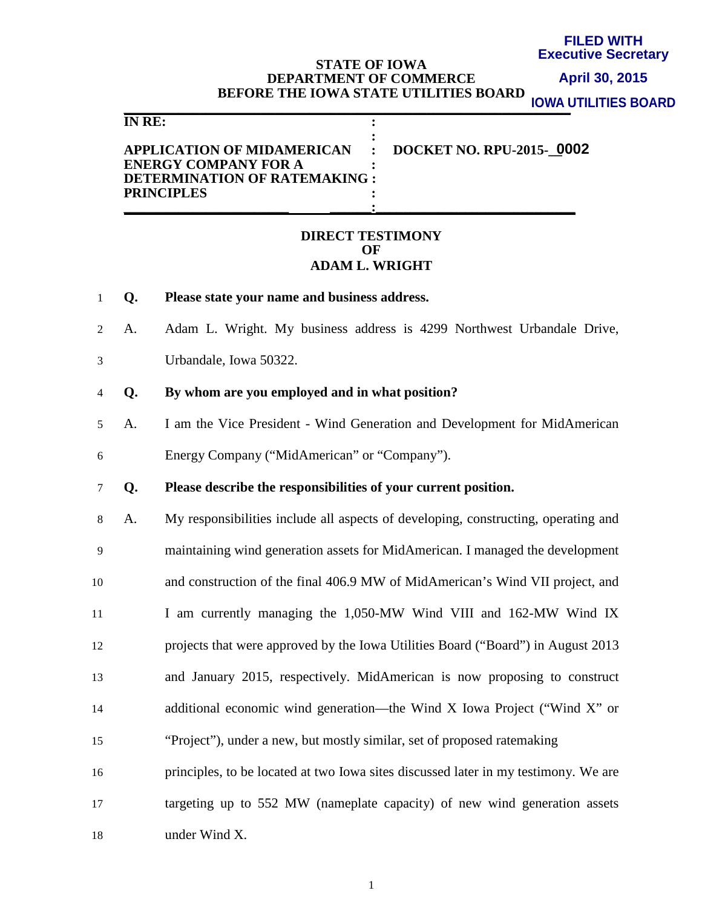FILED WITH
Executive Secretary
April 30, 2015
IOWA UTILITIES BOARD

**STATE OF IOWA**
**DEPARTMENT OF COMMERCE**
**BEFORE THE IOWA STATE UTILITIES BOARD**

| | |
|---|---|
| **IN RE:** <br><br> **APPLICATION OF MIDAMERICAN ENERGY COMPANY FOR A DETERMINATION OF RATEMAKING PRINCIPLES** | **DOCKET NO. RPU-2015-0002** |

**DIRECT TESTIMONY**
**OF**
**ADAM L. WRIGHT**

1 **Q. Please state your name and business address.**

2 A. Adam L. Wright. My business address is 4299 Northwest Urbandale Drive,
3 Urbandale, Iowa 50322.

4 **Q. By whom are you employed and in what position?**

5 A. I am the Vice President - Wind Generation and Development for MidAmerican
6 Energy Company ("MidAmerican" or "Company").

7 **Q. Please describe the responsibilities of your current position.**

8 A. My responsibilities include all aspects of developing, constructing, operating and
9 maintaining wind generation assets for MidAmerican. I managed the development
10 and construction of the final 406.9 MW of MidAmerican's Wind VII project, and
11 I am currently managing the 1,050-MW Wind VIII and 162-MW Wind IX
12 projects that were approved by the Iowa Utilities Board ("Board") in August 2013
13 and January 2015, respectively. MidAmerican is now proposing to construct
14 additional economic wind generation—the Wind X Iowa Project ("Wind X" or
15 "Project"), under a new, but mostly similar, set of proposed ratemaking
16 principles, to be located at two Iowa sites discussed later in my testimony. We are
17 targeting up to 552 MW (nameplate capacity) of new wind generation assets
18 under Wind X.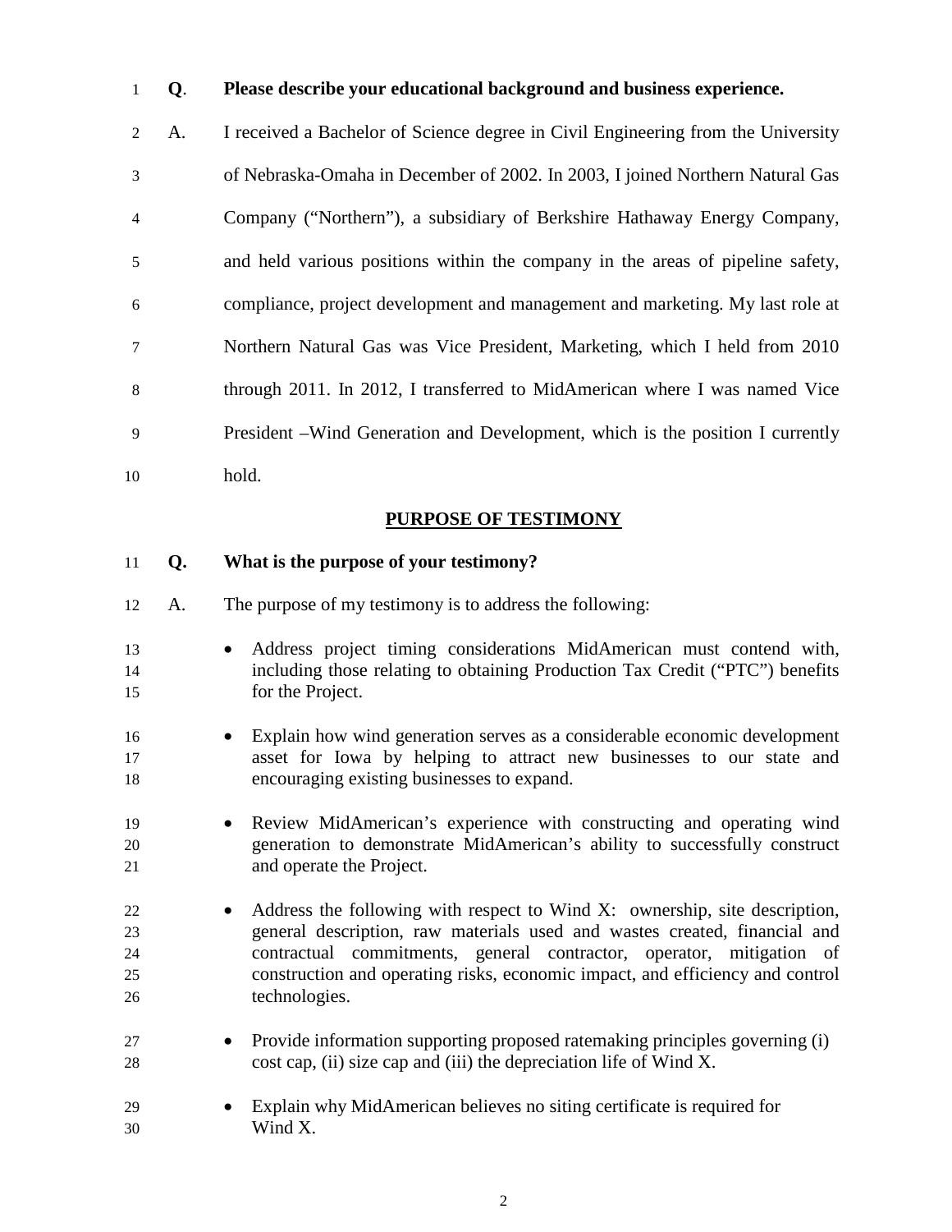**Q. Please describe your educational background and business experience.**

A. I received a Bachelor of Science degree in Civil Engineering from the University of Nebraska-Omaha in December of 2002. In 2003, I joined Northern Natural Gas Company ("Northern"), a subsidiary of Berkshire Hathaway Energy Company, and held various positions within the company in the areas of pipeline safety, compliance, project development and management and marketing. My last role at Northern Natural Gas was Vice President, Marketing, which I held from 2010 through 2011. In 2012, I transferred to MidAmerican where I was named Vice President –Wind Generation and Development, which is the position I currently hold.

## PURPOSE OF TESTIMONY

**Q. What is the purpose of your testimony?**

A. The purpose of my testimony is to address the following:

- Address project timing considerations MidAmerican must contend with, including those relating to obtaining Production Tax Credit ("PTC") benefits for the Project.
- Explain how wind generation serves as a considerable economic development asset for Iowa by helping to attract new businesses to our state and encouraging existing businesses to expand.
- Review MidAmerican's experience with constructing and operating wind generation to demonstrate MidAmerican's ability to successfully construct and operate the Project.
- Address the following with respect to Wind X: ownership, site description, general description, raw materials used and wastes created, financial and contractual commitments, general contractor, operator, mitigation of construction and operating risks, economic impact, and efficiency and control technologies.
- Provide information supporting proposed ratemaking principles governing (i) cost cap, (ii) size cap and (iii) the depreciation life of Wind X.
- Explain why MidAmerican believes no siting certificate is required for Wind X.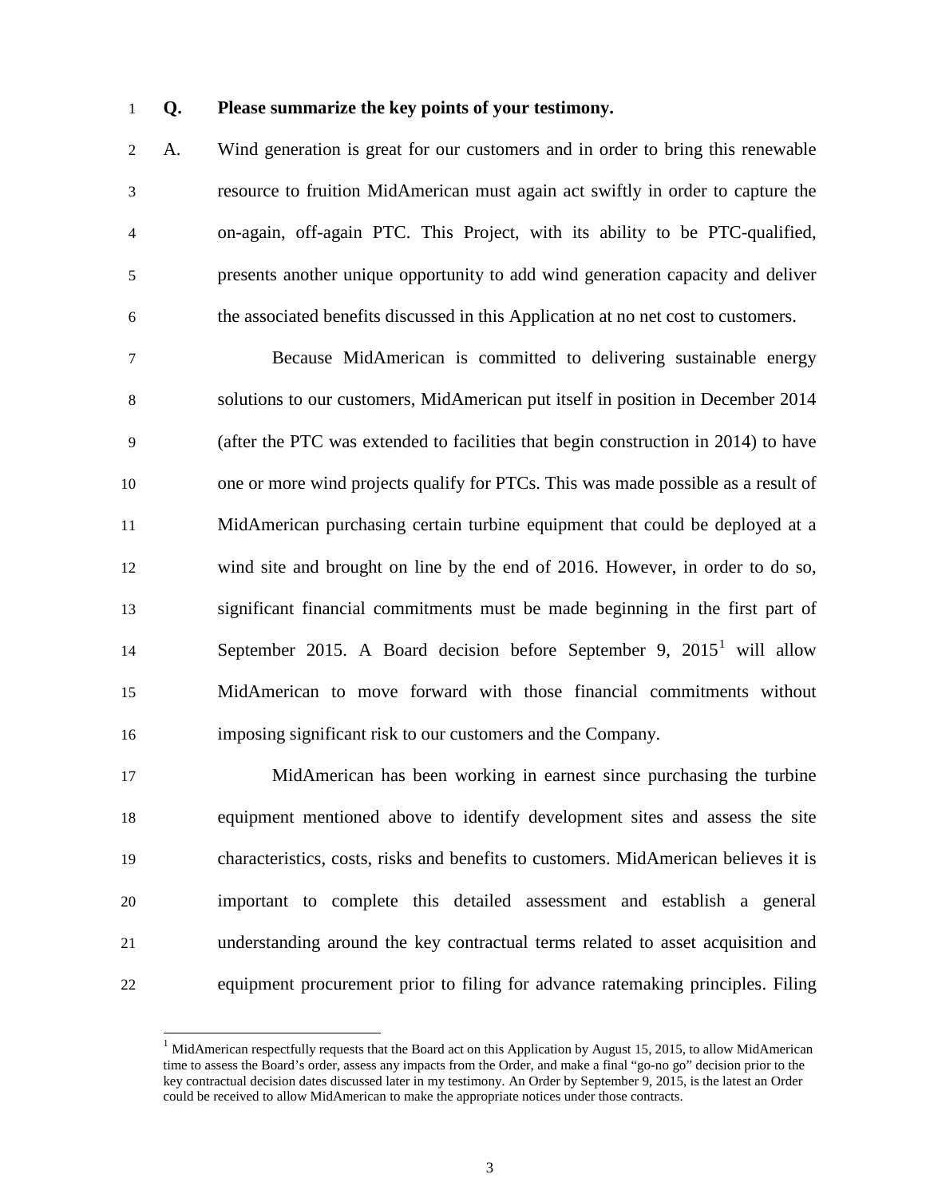**Q. Please summarize the key points of your testimony.**

A. Wind generation is great for our customers and in order to bring this renewable resource to fruition MidAmerican must again act swiftly in order to capture the on-again, off-again PTC. This Project, with its ability to be PTC-qualified, presents another unique opportunity to add wind generation capacity and deliver the associated benefits discussed in this Application at no net cost to customers.

Because MidAmerican is committed to delivering sustainable energy solutions to our customers, MidAmerican put itself in position in December 2014 (after the PTC was extended to facilities that begin construction in 2014) to have one or more wind projects qualify for PTCs. This was made possible as a result of MidAmerican purchasing certain turbine equipment that could be deployed at a wind site and brought on line by the end of 2016. However, in order to do so, significant financial commitments must be made beginning in the first part of September 2015. A Board decision before September 9, 2015[1] will allow MidAmerican to move forward with those financial commitments without imposing significant risk to our customers and the Company.

MidAmerican has been working in earnest since purchasing the turbine equipment mentioned above to identify development sites and assess the site characteristics, costs, risks and benefits to customers. MidAmerican believes it is important to complete this detailed assessment and establish a general understanding around the key contractual terms related to asset acquisition and equipment procurement prior to filing for advance ratemaking principles. Filing

[1] MidAmerican respectfully requests that the Board act on this Application by August 15, 2015, to allow MidAmerican time to assess the Board's order, assess any impacts from the Order, and make a final "go-no go" decision prior to the key contractual decision dates discussed later in my testimony. An Order by September 9, 2015, is the latest an Order could be received to allow MidAmerican to make the appropriate notices under those contracts.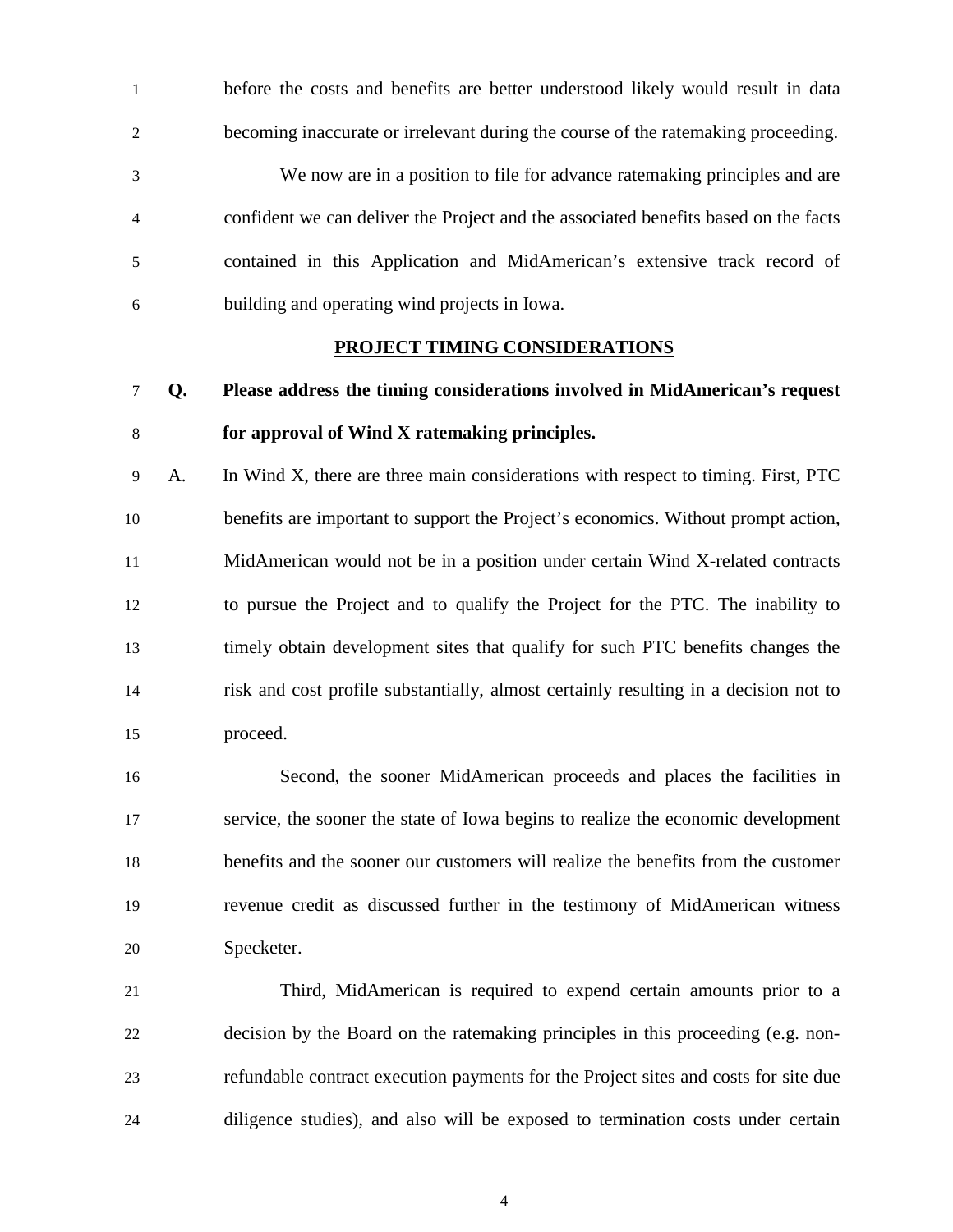before the costs and benefits are better understood likely would result in data becoming inaccurate or irrelevant during the course of the ratemaking proceeding.

We now are in a position to file for advance ratemaking principles and are confident we can deliver the Project and the associated benefits based on the facts contained in this Application and MidAmerican's extensive track record of building and operating wind projects in Iowa.

## PROJECT TIMING CONSIDERATIONS

**Q. Please address the timing considerations involved in MidAmerican's request for approval of Wind X ratemaking principles.**

A. In Wind X, there are three main considerations with respect to timing. First, PTC benefits are important to support the Project's economics. Without prompt action, MidAmerican would not be in a position under certain Wind X-related contracts to pursue the Project and to qualify the Project for the PTC. The inability to timely obtain development sites that qualify for such PTC benefits changes the risk and cost profile substantially, almost certainly resulting in a decision not to proceed.

Second, the sooner MidAmerican proceeds and places the facilities in service, the sooner the state of Iowa begins to realize the economic development benefits and the sooner our customers will realize the benefits from the customer revenue credit as discussed further in the testimony of MidAmerican witness Specketer.

Third, MidAmerican is required to expend certain amounts prior to a decision by the Board on the ratemaking principles in this proceeding (e.g. non-refundable contract execution payments for the Project sites and costs for site due diligence studies), and also will be exposed to termination costs under certain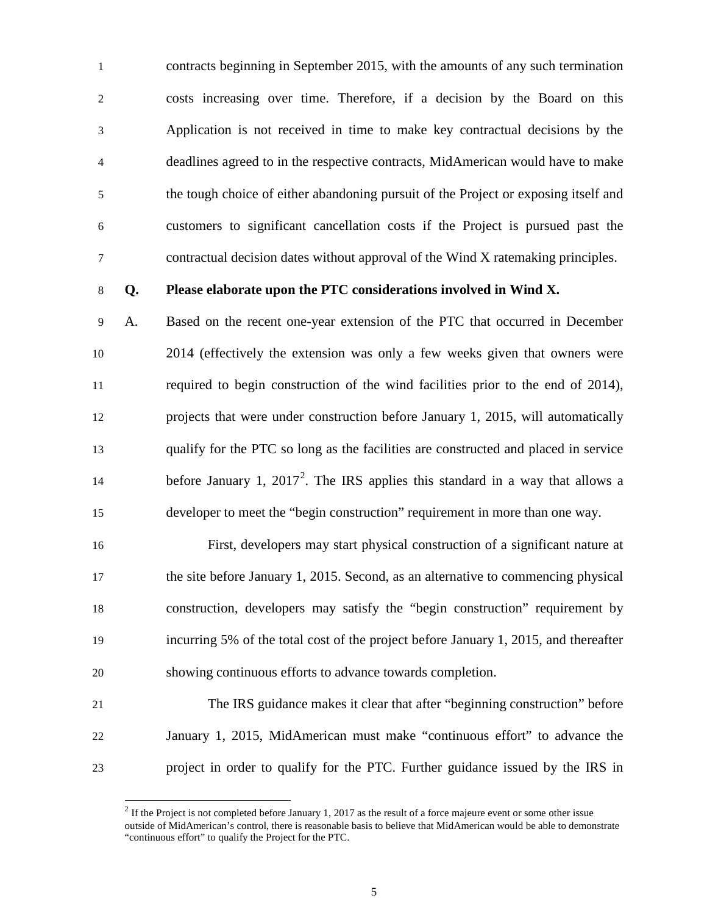contracts beginning in September 2015, with the amounts of any such termination costs increasing over time. Therefore, if a decision by the Board on this Application is not received in time to make key contractual decisions by the deadlines agreed to in the respective contracts, MidAmerican would have to make the tough choice of either abandoning pursuit of the Project or exposing itself and customers to significant cancellation costs if the Project is pursued past the contractual decision dates without approval of the Wind X ratemaking principles.

**Q. Please elaborate upon the PTC considerations involved in Wind X.**

A. Based on the recent one-year extension of the PTC that occurred in December 2014 (effectively the extension was only a few weeks given that owners were required to begin construction of the wind facilities prior to the end of 2014), projects that were under construction before January 1, 2015, will automatically qualify for the PTC so long as the facilities are constructed and placed in service before January 1, 2017[2]. The IRS applies this standard in a way that allows a developer to meet the "begin construction" requirement in more than one way.

First, developers may start physical construction of a significant nature at the site before January 1, 2015. Second, as an alternative to commencing physical construction, developers may satisfy the "begin construction" requirement by incurring 5% of the total cost of the project before January 1, 2015, and thereafter showing continuous efforts to advance towards completion.

The IRS guidance makes it clear that after "beginning construction" before January 1, 2015, MidAmerican must make "continuous effort" to advance the project in order to qualify for the PTC. Further guidance issued by the IRS in

[2] If the Project is not completed before January 1, 2017 as the result of a force majeure event or some other issue outside of MidAmerican's control, there is reasonable basis to believe that MidAmerican would be able to demonstrate "continuous effort" to qualify the Project for the PTC.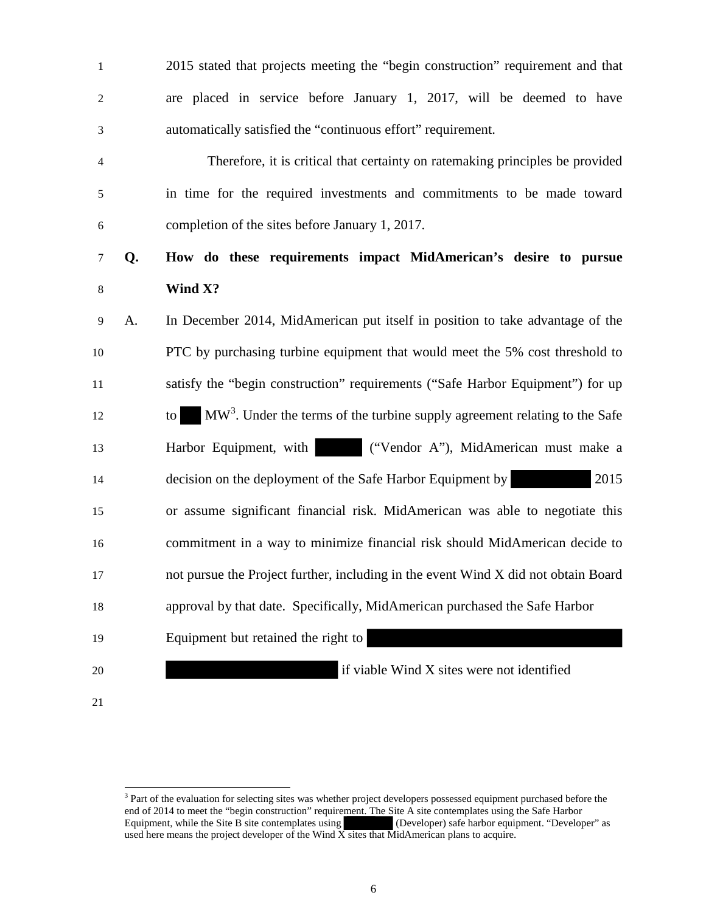2015 stated that projects meeting the "begin construction" requirement and that are placed in service before January 1, 2017, will be deemed to have automatically satisfied the "continuous effort" requirement.

Therefore, it is critical that certainty on ratemaking principles be provided in time for the required investments and commitments to be made toward completion of the sites before January 1, 2017.

**Q. How do these requirements impact MidAmerican's desire to pursue Wind X?**

A. In December 2014, MidAmerican put itself in position to take advantage of the PTC by purchasing turbine equipment that would meet the 5% cost threshold to satisfy the "begin construction" requirements ("Safe Harbor Equipment") for up to ███ MW[3]. Under the terms of the turbine supply agreement relating to the Safe Harbor Equipment, with ██████ ("Vendor A"), MidAmerican must make a decision on the deployment of the Safe Harbor Equipment by ██████████ 2015 or assume significant financial risk. MidAmerican was able to negotiate this commitment in a way to minimize financial risk should MidAmerican decide to not pursue the Project further, including in the event Wind X did not obtain Board approval by that date. Specifically, MidAmerican purchased the Safe Harbor Equipment but retained the right to ██████████████████████████████ ██████████████████████ if viable Wind X sites were not identified

---

[3] Part of the evaluation for selecting sites was whether project developers possessed equipment purchased before the end of 2014 to meet the "begin construction" requirement. The Site A site contemplates using the Safe Harbor Equipment, while the Site B site contemplates using ████████ (Developer) safe harbor equipment. "Developer" as used here means the project developer of the Wind X sites that MidAmerican plans to acquire.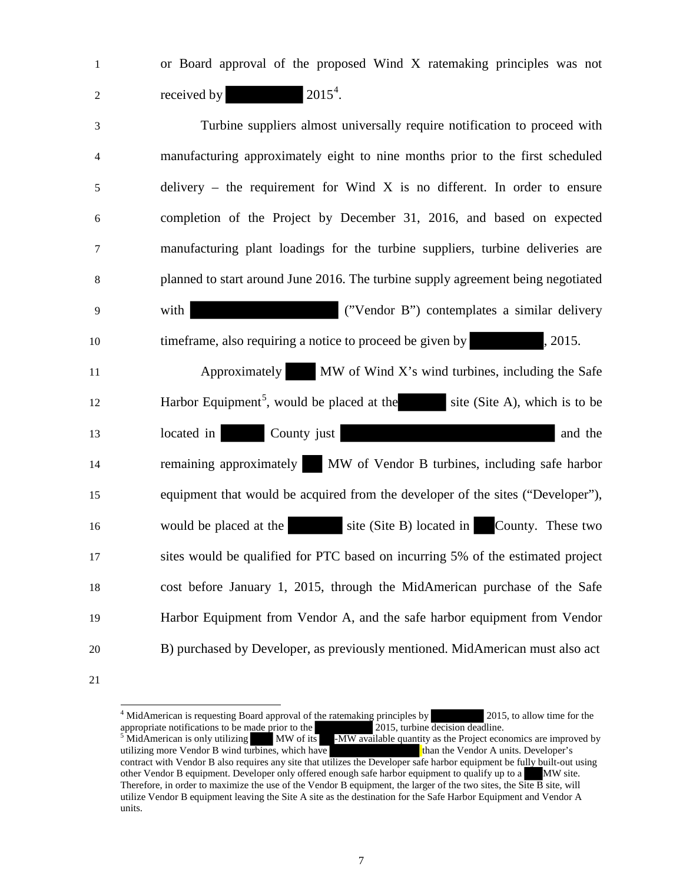or Board approval of the proposed Wind X ratemaking principles was not received by ████████ 2015[4].

Turbine suppliers almost universally require notification to proceed with manufacturing approximately eight to nine months prior to the first scheduled delivery – the requirement for Wind X is no different. In order to ensure completion of the Project by December 31, 2016, and based on expected manufacturing plant loadings for the turbine suppliers, turbine deliveries are planned to start around June 2016. The turbine supply agreement being negotiated with ████████████████ ("Vendor B") contemplates a similar delivery timeframe, also requiring a notice to proceed be given by ████████, 2015.

Approximately ███ MW of Wind X's wind turbines, including the Safe Harbor Equipment[5], would be placed at the ██████ site (Site A), which is to be located in █████ County just ████████████████████████ and the remaining approximately ██ MW of Vendor B turbines, including safe harbor equipment that would be acquired from the developer of the sites ("Developer"), would be placed at the ██████ site (Site B) located in ██ County. These two sites would be qualified for PTC based on incurring 5% of the estimated project cost before January 1, 2015, through the MidAmerican purchase of the Safe Harbor Equipment from Vendor A, and the safe harbor equipment from Vendor B) purchased by Developer, as previously mentioned. MidAmerican must also act

---

[4] MidAmerican is requesting Board approval of the ratemaking principles by ████████ 2015, to allow time for the appropriate notifications to be made prior to the ████████ 2015, turbine decision deadline.

[5] MidAmerican is only utilizing ███ MW of its ███-MW available quantity as the Project economics are improved by utilizing more Vendor B wind turbines, which have ████████████ than the Vendor A units. Developer's contract with Vendor B also requires any site that utilizes the Developer safe harbor equipment be fully built-out using other Vendor B equipment. Developer only offered enough safe harbor equipment to qualify up to a ███ MW site. Therefore, in order to maximize the use of the Vendor B equipment, the larger of the two sites, the Site B site, will utilize Vendor B equipment leaving the Site A site as the destination for the Safe Harbor Equipment and Vendor A units.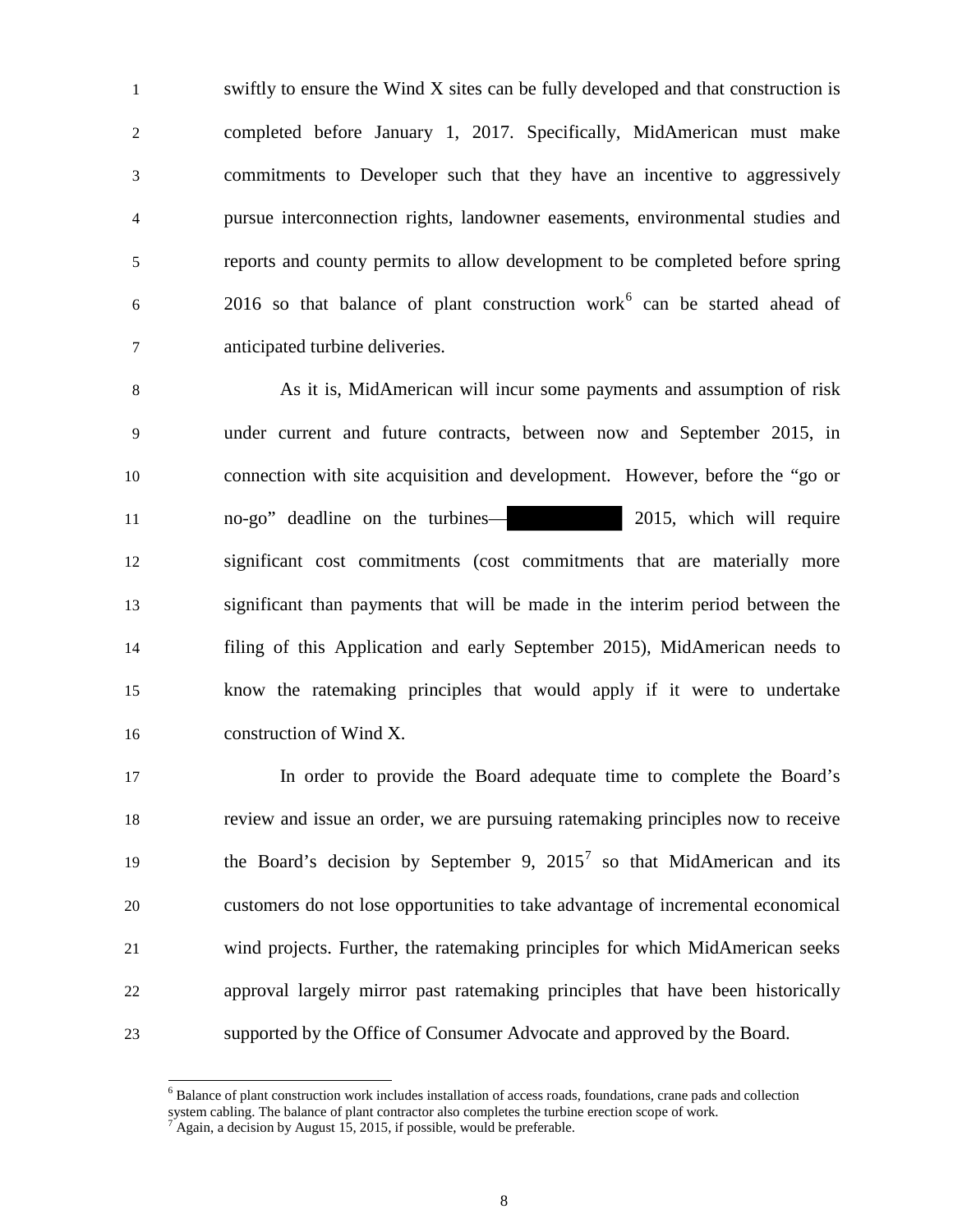swiftly to ensure the Wind X sites can be fully developed and that construction is completed before January 1, 2017. Specifically, MidAmerican must make commitments to Developer such that they have an incentive to aggressively pursue interconnection rights, landowner easements, environmental studies and reports and county permits to allow development to be completed before spring 2016 so that balance of plant construction work[6] can be started ahead of anticipated turbine deliveries.

As it is, MidAmerican will incur some payments and assumption of risk under current and future contracts, between now and September 2015, in connection with site acquisition and development. However, before the "go or no-go" deadline on the turbines— ██████████ 2015, which will require significant cost commitments (cost commitments that are materially more significant than payments that will be made in the interim period between the filing of this Application and early September 2015), MidAmerican needs to know the ratemaking principles that would apply if it were to undertake construction of Wind X.

In order to provide the Board adequate time to complete the Board's review and issue an order, we are pursuing ratemaking principles now to receive the Board's decision by September 9, 2015[7] so that MidAmerican and its customers do not lose opportunities to take advantage of incremental economical wind projects. Further, the ratemaking principles for which MidAmerican seeks approval largely mirror past ratemaking principles that have been historically supported by the Office of Consumer Advocate and approved by the Board.

---

[6] Balance of plant construction work includes installation of access roads, foundations, crane pads and collection system cabling. The balance of plant contractor also completes the turbine erection scope of work.

[7] Again, a decision by August 15, 2015, if possible, would be preferable.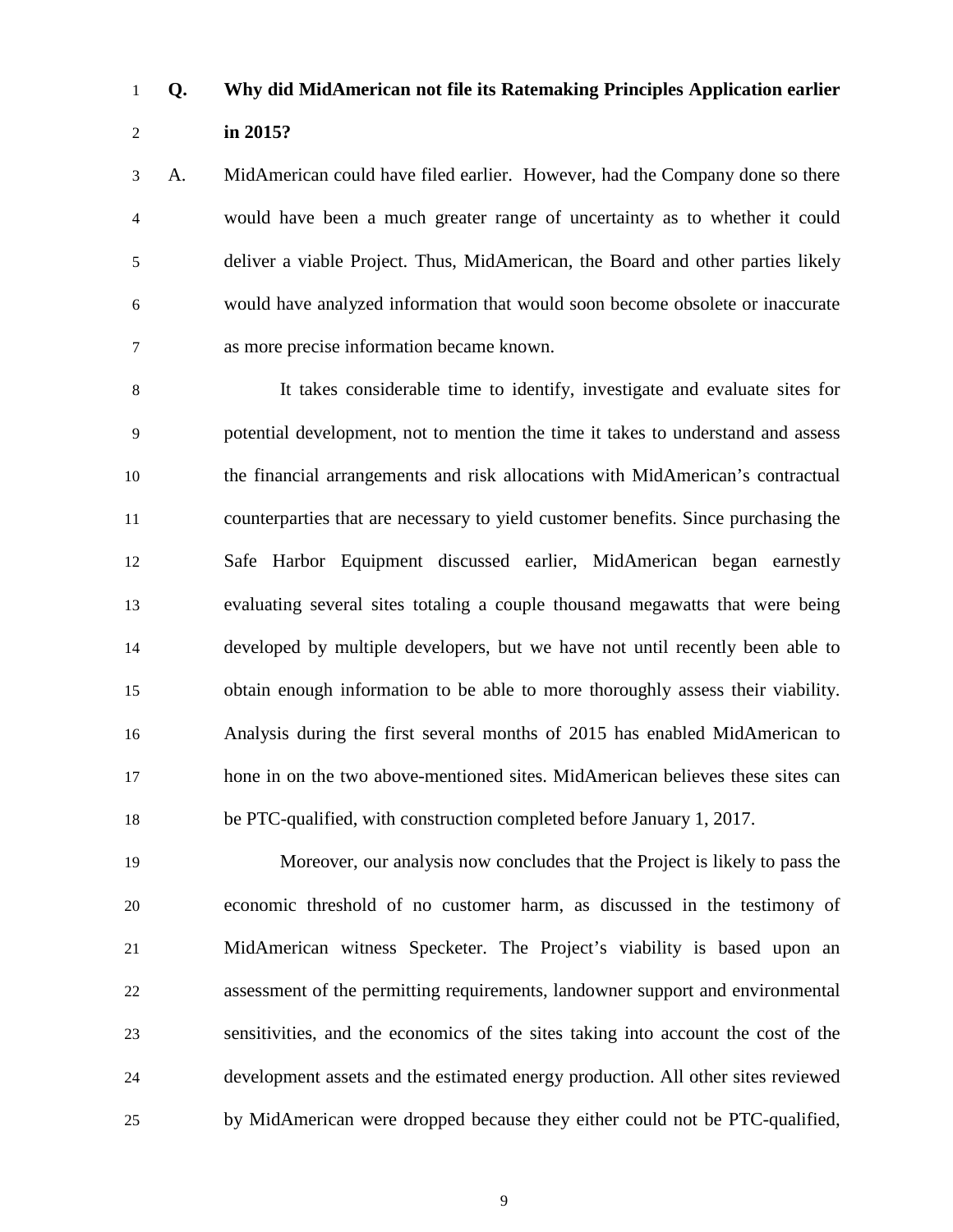**Q. Why did MidAmerican not file its Ratemaking Principles Application earlier in 2015?**

A. MidAmerican could have filed earlier. However, had the Company done so there would have been a much greater range of uncertainty as to whether it could deliver a viable Project. Thus, MidAmerican, the Board and other parties likely would have analyzed information that would soon become obsolete or inaccurate as more precise information became known.

It takes considerable time to identify, investigate and evaluate sites for potential development, not to mention the time it takes to understand and assess the financial arrangements and risk allocations with MidAmerican's contractual counterparties that are necessary to yield customer benefits. Since purchasing the Safe Harbor Equipment discussed earlier, MidAmerican began earnestly evaluating several sites totaling a couple thousand megawatts that were being developed by multiple developers, but we have not until recently been able to obtain enough information to be able to more thoroughly assess their viability. Analysis during the first several months of 2015 has enabled MidAmerican to hone in on the two above-mentioned sites. MidAmerican believes these sites can be PTC-qualified, with construction completed before January 1, 2017.

Moreover, our analysis now concludes that the Project is likely to pass the economic threshold of no customer harm, as discussed in the testimony of MidAmerican witness Specketer. The Project's viability is based upon an assessment of the permitting requirements, landowner support and environmental sensitivities, and the economics of the sites taking into account the cost of the development assets and the estimated energy production. All other sites reviewed by MidAmerican were dropped because they either could not be PTC-qualified,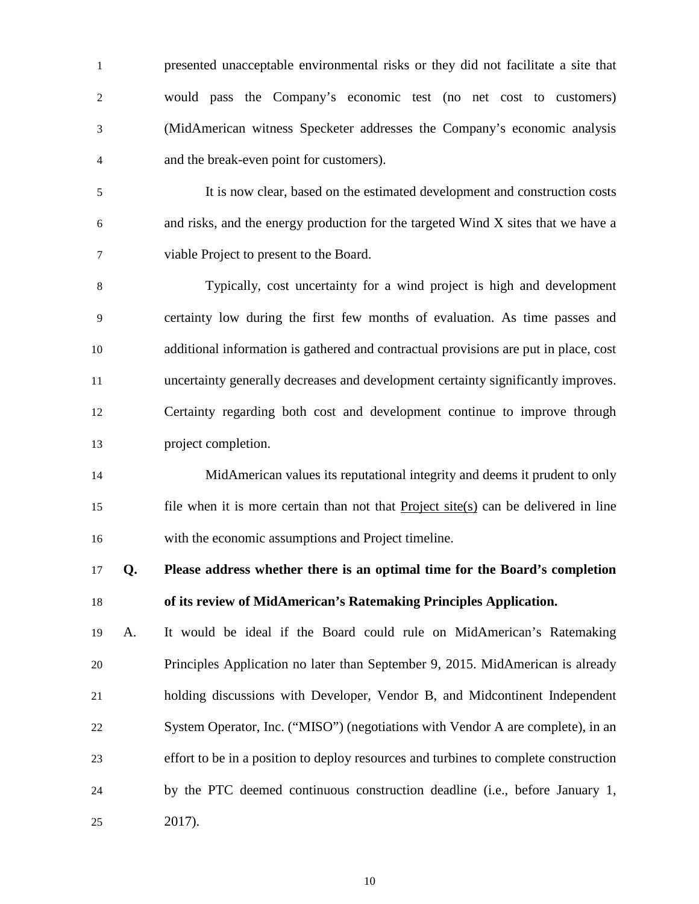presented unacceptable environmental risks or they did not facilitate a site that would pass the Company's economic test (no net cost to customers) (MidAmerican witness Specketer addresses the Company's economic analysis and the break-even point for customers).

It is now clear, based on the estimated development and construction costs and risks, and the energy production for the targeted Wind X sites that we have a viable Project to present to the Board.

Typically, cost uncertainty for a wind project is high and development certainty low during the first few months of evaluation. As time passes and additional information is gathered and contractual provisions are put in place, cost uncertainty generally decreases and development certainty significantly improves. Certainty regarding both cost and development continue to improve through project completion.

MidAmerican values its reputational integrity and deems it prudent to only file when it is more certain than not that <u>Project site(s)</u> can be delivered in line with the economic assumptions and Project timeline.

**Q. Please address whether there is an optimal time for the Board's completion of its review of MidAmerican's Ratemaking Principles Application.**

A. It would be ideal if the Board could rule on MidAmerican's Ratemaking Principles Application no later than September 9, 2015. MidAmerican is already holding discussions with Developer, Vendor B, and Midcontinent Independent System Operator, Inc. ("MISO") (negotiations with Vendor A are complete), in an effort to be in a position to deploy resources and turbines to complete construction by the PTC deemed continuous construction deadline (i.e., before January 1, 2017).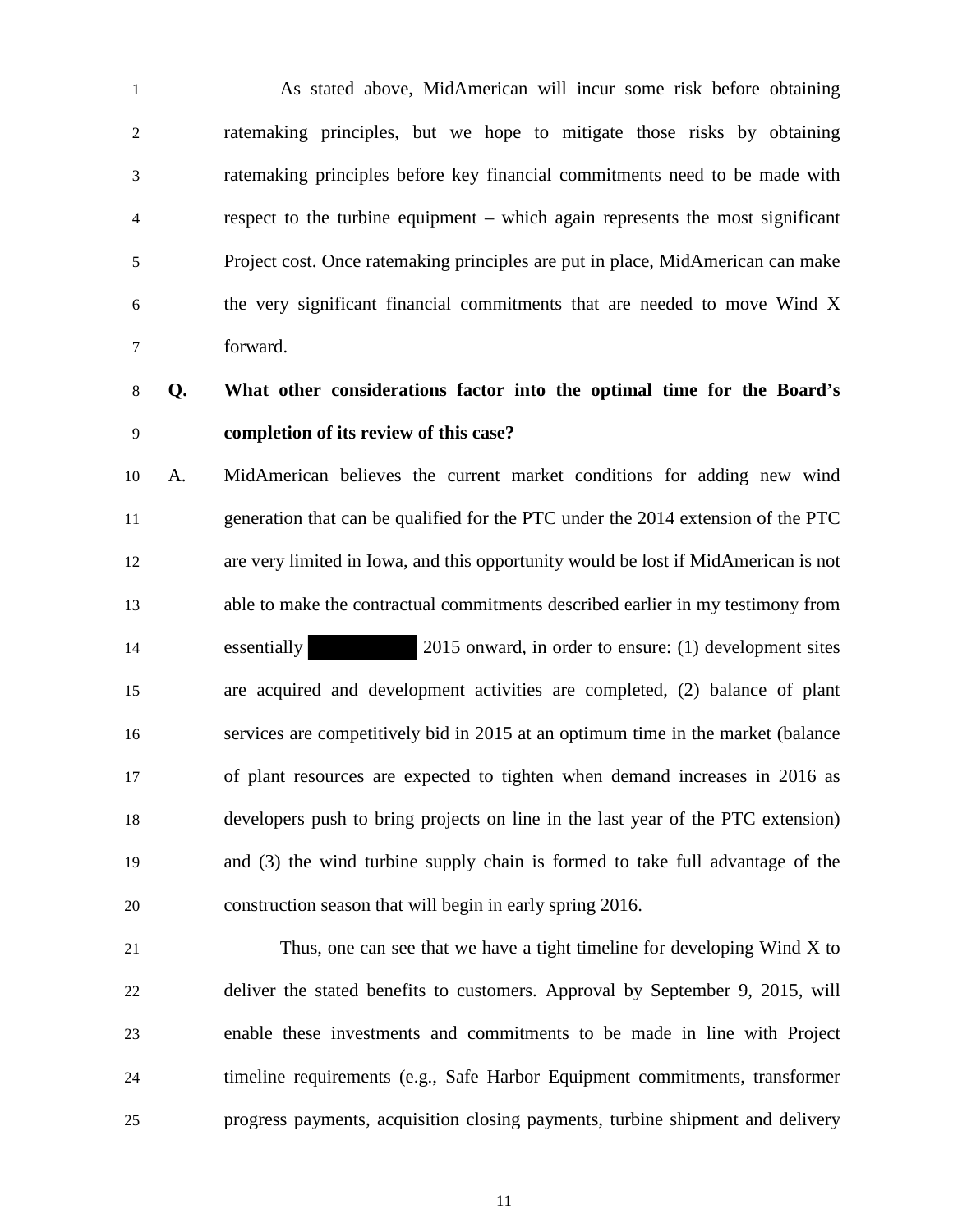As stated above, MidAmerican will incur some risk before obtaining ratemaking principles, but we hope to mitigate those risks by obtaining ratemaking principles before key financial commitments need to be made with respect to the turbine equipment – which again represents the most significant Project cost. Once ratemaking principles are put in place, MidAmerican can make the very significant financial commitments that are needed to move Wind X forward.

**Q. What other considerations factor into the optimal time for the Board's completion of its review of this case?**

A. MidAmerican believes the current market conditions for adding new wind generation that can be qualified for the PTC under the 2014 extension of the PTC are very limited in Iowa, and this opportunity would be lost if MidAmerican is not able to make the contractual commitments described earlier in my testimony from essentially ██████ 2015 onward, in order to ensure: (1) development sites are acquired and development activities are completed, (2) balance of plant services are competitively bid in 2015 at an optimum time in the market (balance of plant resources are expected to tighten when demand increases in 2016 as developers push to bring projects on line in the last year of the PTC extension) and (3) the wind turbine supply chain is formed to take full advantage of the construction season that will begin in early spring 2016.

Thus, one can see that we have a tight timeline for developing Wind X to deliver the stated benefits to customers. Approval by September 9, 2015, will enable these investments and commitments to be made in line with Project timeline requirements (e.g., Safe Harbor Equipment commitments, transformer progress payments, acquisition closing payments, turbine shipment and delivery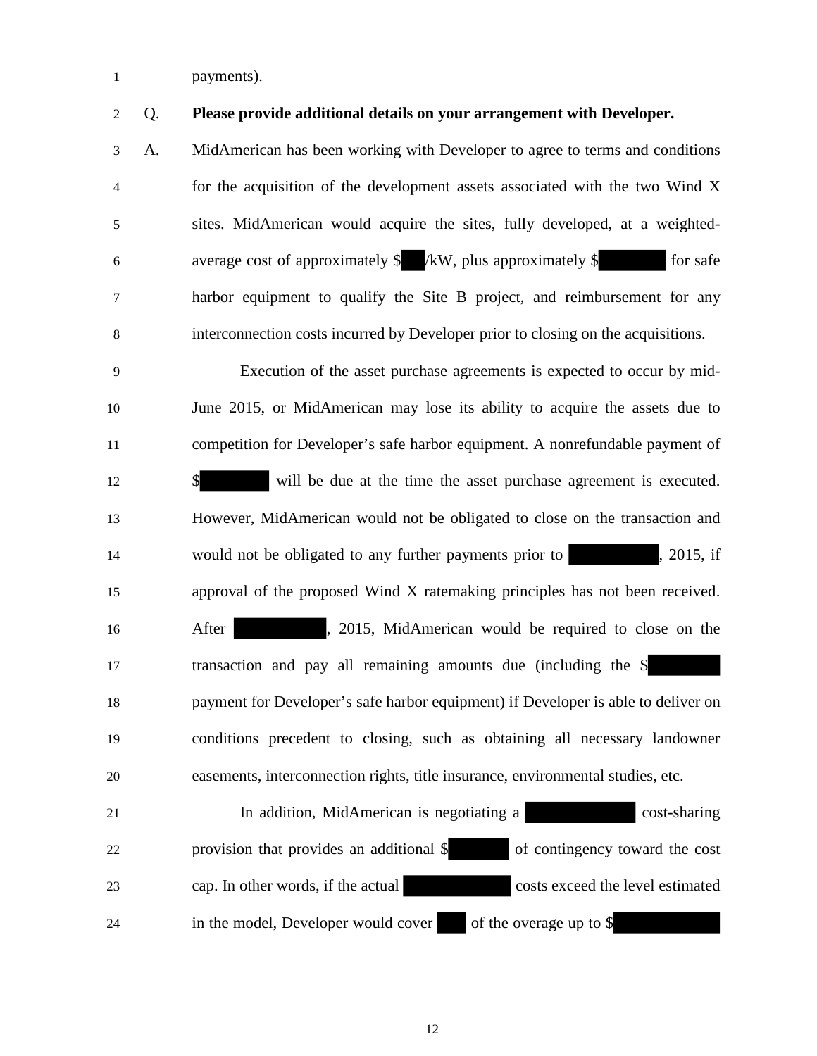payments).

Q. **Please provide additional details on your arrangement with Developer.**

A. MidAmerican has been working with Developer to agree to terms and conditions for the acquisition of the development assets associated with the two Wind X sites. MidAmerican would acquire the sites, fully developed, at a weighted-average cost of approximately $ /kW, plus approximately $ for safe harbor equipment to qualify the Site B project, and reimbursement for any interconnection costs incurred by Developer prior to closing on the acquisitions.

Execution of the asset purchase agreements is expected to occur by mid-June 2015, or MidAmerican may lose its ability to acquire the assets due to competition for Developer's safe harbor equipment. A nonrefundable payment of $ will be due at the time the asset purchase agreement is executed. However, MidAmerican would not be obligated to close on the transaction and would not be obligated to any further payments prior to , 2015, if approval of the proposed Wind X ratemaking principles has not been received. After , 2015, MidAmerican would be required to close on the transaction and pay all remaining amounts due (including the $ payment for Developer's safe harbor equipment) if Developer is able to deliver on conditions precedent to closing, such as obtaining all necessary landowner easements, interconnection rights, title insurance, environmental studies, etc.

In addition, MidAmerican is negotiating a cost-sharing provision that provides an additional $ of contingency toward the cost cap. In other words, if the actual costs exceed the level estimated in the model, Developer would cover of the overage up to $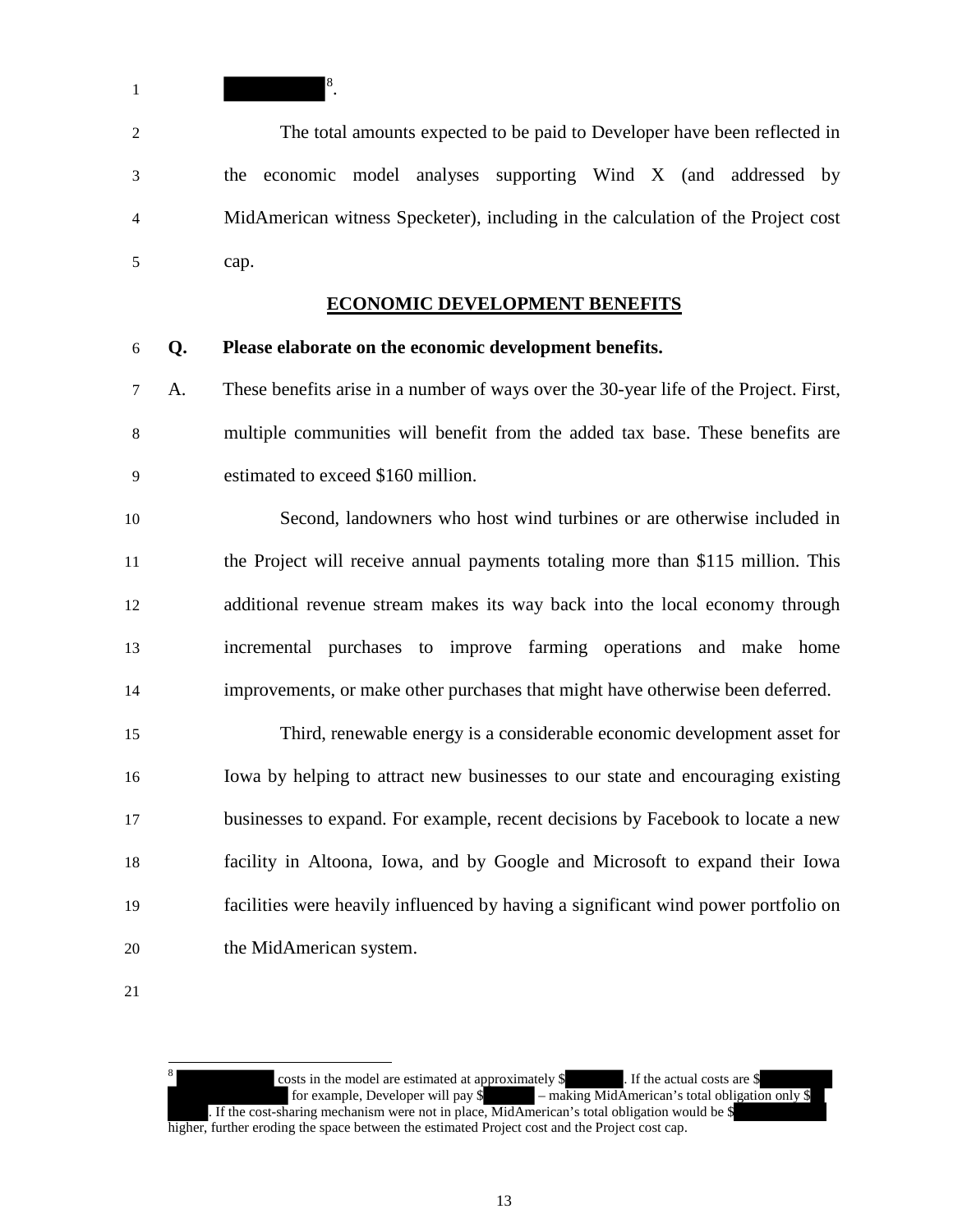[REDACTED][8].

The total amounts expected to be paid to Developer have been reflected in the economic model analyses supporting Wind X (and addressed by MidAmerican witness Specketer), including in the calculation of the Project cost cap.

## ECONOMIC DEVELOPMENT BENEFITS

**Q. Please elaborate on the economic development benefits.**

A. These benefits arise in a number of ways over the 30-year life of the Project. First, multiple communities will benefit from the added tax base. These benefits are estimated to exceed $160 million.

Second, landowners who host wind turbines or are otherwise included in the Project will receive annual payments totaling more than $115 million. This additional revenue stream makes its way back into the local economy through incremental purchases to improve farming operations and make home improvements, or make other purchases that might have otherwise been deferred.

Third, renewable energy is a considerable economic development asset for Iowa by helping to attract new businesses to our state and encouraging existing businesses to expand. For example, recent decisions by Facebook to locate a new facility in Altoona, Iowa, and by Google and Microsoft to expand their Iowa facilities were heavily influenced by having a significant wind power portfolio on the MidAmerican system.

---

[8] [REDACTED] costs in the model are estimated at approximately $[REDACTED]. If the actual costs are $[REDACTED] [REDACTED] for example, Developer will pay $[REDACTED] – making MidAmerican's total obligation only $[REDACTED] [REDACTED]. If the cost-sharing mechanism were not in place, MidAmerican's total obligation would be $[REDACTED] higher, further eroding the space between the estimated Project cost and the Project cost cap.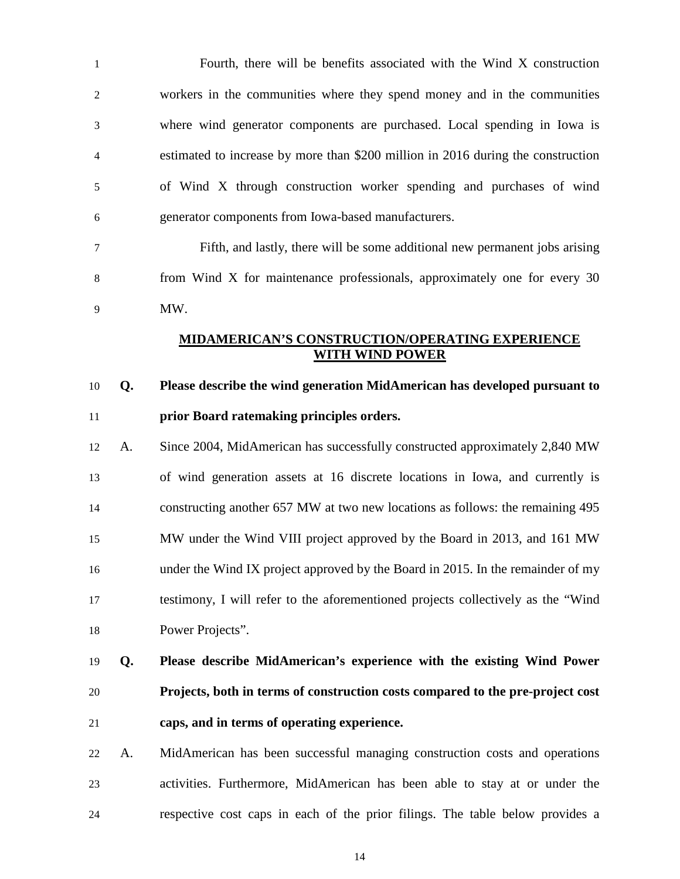Fourth, there will be benefits associated with the Wind X construction workers in the communities where they spend money and in the communities where wind generator components are purchased. Local spending in Iowa is estimated to increase by more than $200 million in 2016 during the construction of Wind X through construction worker spending and purchases of wind generator components from Iowa-based manufacturers.

Fifth, and lastly, there will be some additional new permanent jobs arising from Wind X for maintenance professionals, approximately one for every 30 MW.

## MIDAMERICAN'S CONSTRUCTION/OPERATING EXPERIENCE WITH WIND POWER

**Q. Please describe the wind generation MidAmerican has developed pursuant to prior Board ratemaking principles orders.**

A. Since 2004, MidAmerican has successfully constructed approximately 2,840 MW of wind generation assets at 16 discrete locations in Iowa, and currently is constructing another 657 MW at two new locations as follows: the remaining 495 MW under the Wind VIII project approved by the Board in 2013, and 161 MW under the Wind IX project approved by the Board in 2015. In the remainder of my testimony, I will refer to the aforementioned projects collectively as the "Wind Power Projects".

**Q. Please describe MidAmerican's experience with the existing Wind Power Projects, both in terms of construction costs compared to the pre-project cost caps, and in terms of operating experience.**

A. MidAmerican has been successful managing construction costs and operations activities. Furthermore, MidAmerican has been able to stay at or under the respective cost caps in each of the prior filings. The table below provides a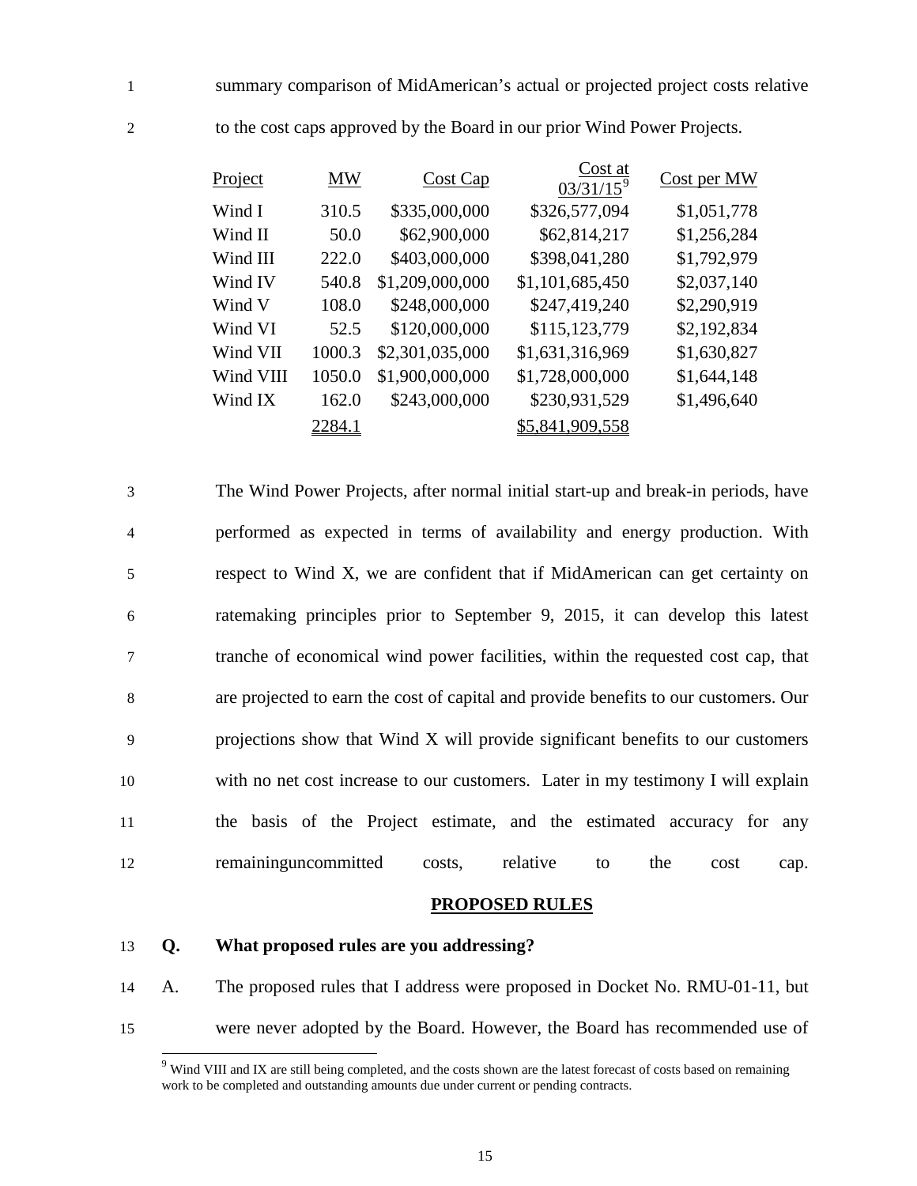summary comparison of MidAmerican's actual or projected project costs relative to the cost caps approved by the Board in our prior Wind Power Projects.

| Project | MW | Cost Cap | Cost at 03/31/15[9] | Cost per MW |
|---|---|---|---|---|
| Wind I | 310.5 | $335,000,000 | $326,577,094 | $1,051,778 |
| Wind II | 50.0 | $62,900,000 | $62,814,217 | $1,256,284 |
| Wind III | 222.0 | $403,000,000 | $398,041,280 | $1,792,979 |
| Wind IV | 540.8 | $1,209,000,000 | $1,101,685,450 | $2,037,140 |
| Wind V | 108.0 | $248,000,000 | $247,419,240 | $2,290,919 |
| Wind VI | 52.5 | $120,000,000 | $115,123,779 | $2,192,834 |
| Wind VII | 1000.3 | $2,301,035,000 | $1,631,316,969 | $1,630,827 |
| Wind VIII | 1050.0 | $1,900,000,000 | $1,728,000,000 | $1,644,148 |
| Wind IX | 162.0 | $243,000,000 | $230,931,529 | $1,496,640 |
| | 2284.1 | | $5,841,909,558 | |

The Wind Power Projects, after normal initial start-up and break-in periods, have performed as expected in terms of availability and energy production. With respect to Wind X, we are confident that if MidAmerican can get certainty on ratemaking principles prior to September 9, 2015, it can develop this latest tranche of economical wind power facilities, within the requested cost cap, that are projected to earn the cost of capital and provide benefits to our customers. Our projections show that Wind X will provide significant benefits to our customers with no net cost increase to our customers. Later in my testimony I will explain the basis of the Project estimate, and the estimated accuracy for any remaininguncommitted costs, relative to the cost cap.

## PROPOSED RULES

**Q. What proposed rules are you addressing?**

A. The proposed rules that I address were proposed in Docket No. RMU-01-11, but were never adopted by the Board. However, the Board has recommended use of

[9] Wind VIII and IX are still being completed, and the costs shown are the latest forecast of costs based on remaining work to be completed and outstanding amounts due under current or pending contracts.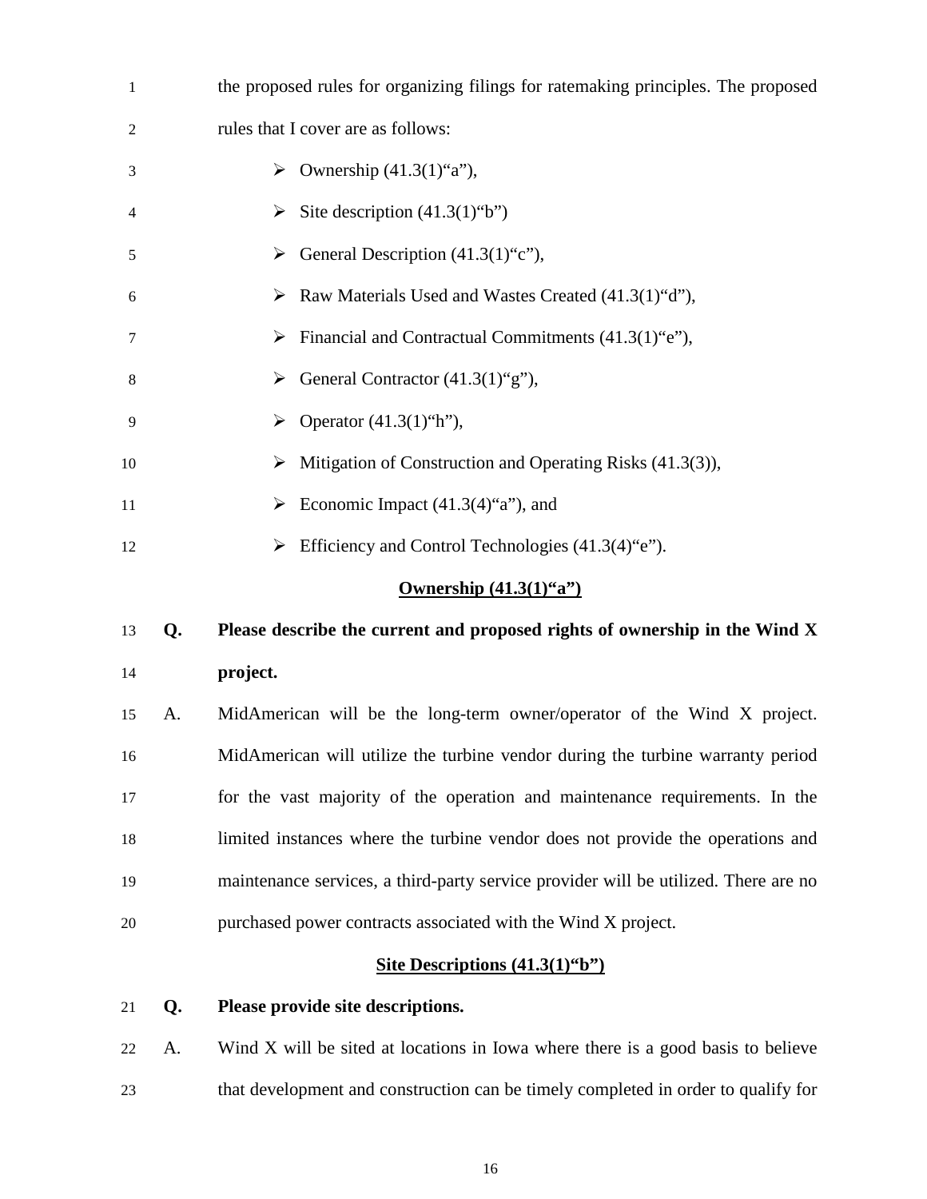the proposed rules for organizing filings for ratemaking principles. The proposed rules that I cover as are follows:

- Ownership (41.3(1)“a”),
- Site description (41.3(1)“b”)
- General Description (41.3(1)“c”),
- Raw Materials Used and Wastes Created (41.3(1)“d”),
- Financial and Contractual Commitments (41.3(1)“e”),
- General Contractor (41.3(1)“g”),
- Operator (41.3(1)“h”),
- Mitigation of Construction and Operating Risks (41.3(3)),
- Economic Impact (41.3(4)“a”), and
- Efficiency and Control Technologies (41.3(4)“e”).

**Ownership (41.3(1)“a”)**

**Q. Please describe the current and proposed rights of ownership in the Wind X project.**

A. MidAmerican will be the long-term owner/operator of the Wind X project. MidAmerican will utilize the turbine vendor during the turbine warranty period for the vast majority of the operation and maintenance requirements. In the limited instances where the turbine vendor does not provide the operations and maintenance services, a third-party service provider will be utilized. There are no purchased power contracts associated with the Wind X project.

**Site Descriptions (41.3(1)“b”)**

**Q. Please provide site descriptions.**

A. Wind X will be sited at locations in Iowa where there is a good basis to believe that development and construction can be timely completed in order to qualify for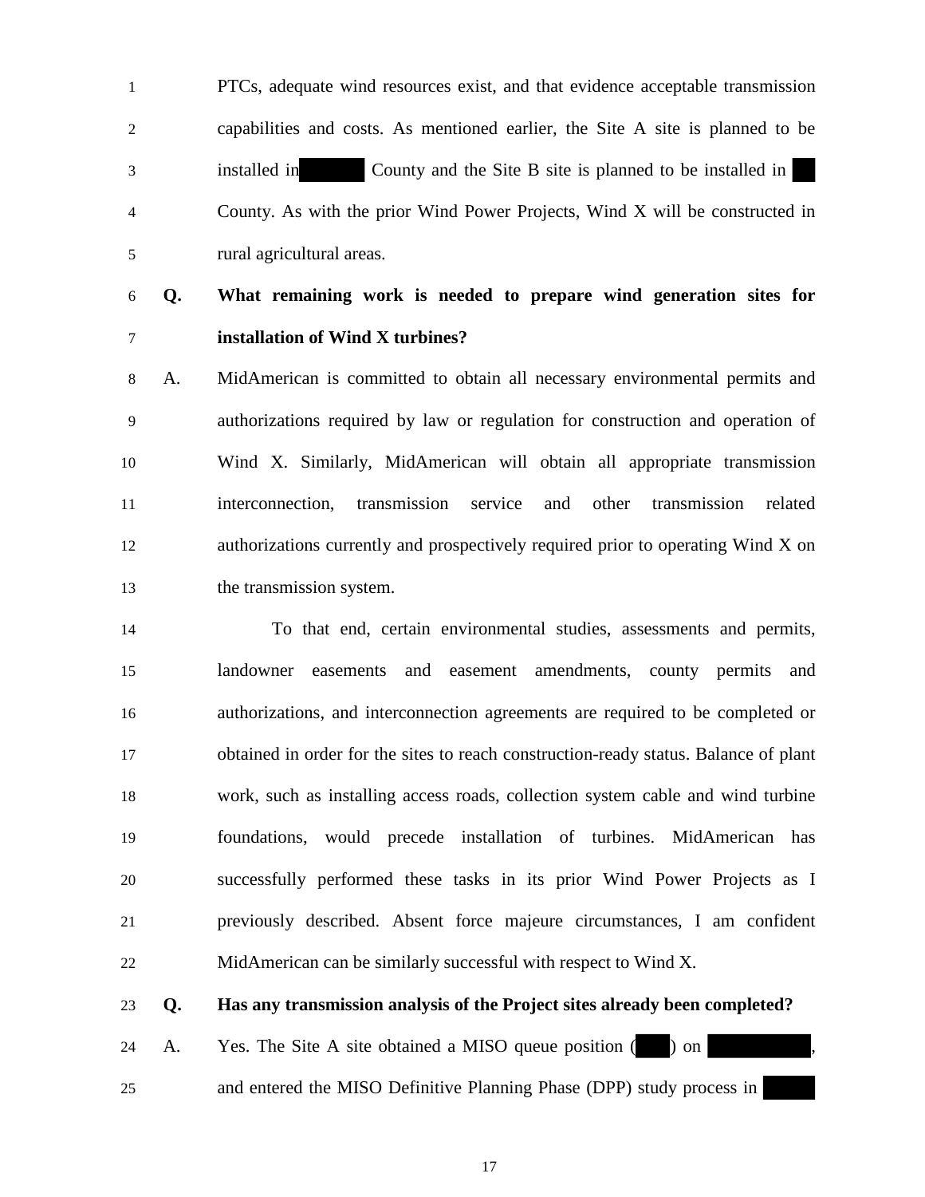PTCs, adequate wind resources exist, and that evidence acceptable transmission capabilities and costs. As mentioned earlier, the Site A site is planned to be installed in [REDACTED] County and the Site B site is planned to be installed in [REDACTED] County. As with the prior Wind Power Projects, Wind X will be constructed in rural agricultural areas.

**Q. What remaining work is needed to prepare wind generation sites for installation of Wind X turbines?**

A. MidAmerican is committed to obtain all necessary environmental permits and authorizations required by law or regulation for construction and operation of Wind X. Similarly, MidAmerican will obtain all appropriate transmission interconnection, transmission service and other transmission related authorizations currently and prospectively required prior to operating Wind X on the transmission system.

To that end, certain environmental studies, assessments and permits, landowner easements and easement amendments, county permits and authorizations, and interconnection agreements are required to be completed or obtained in order for the sites to reach construction-ready status. Balance of plant work, such as installing access roads, collection system cable and wind turbine foundations, would precede installation of turbines. MidAmerican has successfully performed these tasks in its prior Wind Power Projects as I previously described. Absent force majeure circumstances, I am confident MidAmerican can be similarly successful with respect to Wind X.

**Q. Has any transmission analysis of the Project sites already been completed?**

A. Yes. The Site A site obtained a MISO queue position ([REDACTED]) on [REDACTED], and entered the MISO Definitive Planning Phase (DPP) study process in [REDACTED]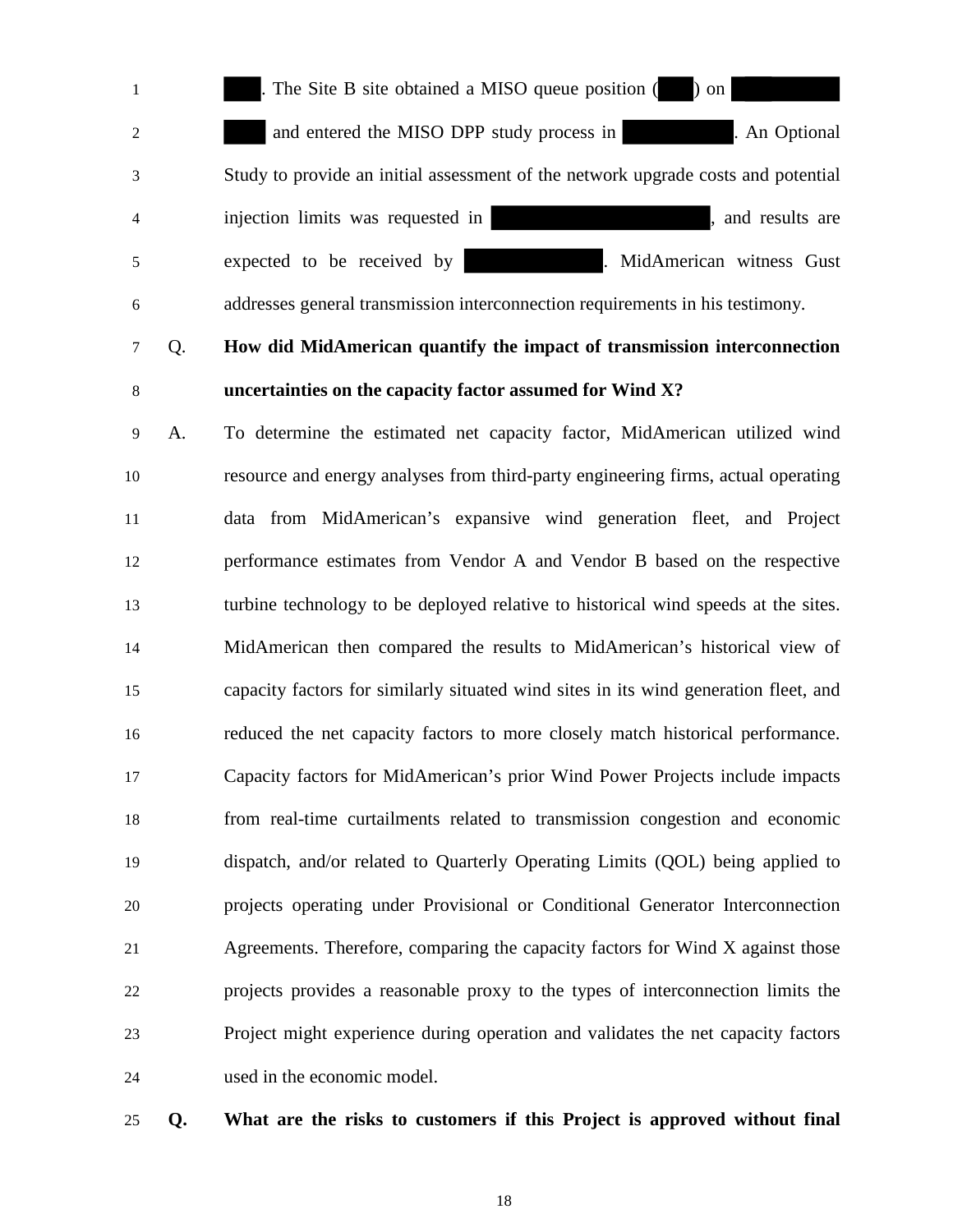. The Site B site obtained a MISO queue position ( ) on and entered the MISO DPP study process in . An Optional Study to provide an initial assessment of the network upgrade costs and potential injection limits was requested in , and results are expected to be received by . MidAmerican witness Gust addresses general transmission interconnection requirements in his testimony.

**Q. How did MidAmerican quantify the impact of transmission interconnection uncertainties on the capacity factor assumed for Wind X?**

A. To determine the estimated net capacity factor, MidAmerican utilized wind resource and energy analyses from third-party engineering firms, actual operating data from MidAmerican's expansive wind generation fleet, and Project performance estimates from Vendor A and Vendor B based on the respective turbine technology to be deployed relative to historical wind speeds at the sites. MidAmerican then compared the results to MidAmerican's historical view of capacity factors for similarly situated wind sites in its wind generation fleet, and reduced the net capacity factors to more closely match historical performance. Capacity factors for MidAmerican's prior Wind Power Projects include impacts from real-time curtailments related to transmission congestion and economic dispatch, and/or related to Quarterly Operating Limits (QOL) being applied to projects operating under Provisional or Conditional Generator Interconnection Agreements. Therefore, comparing the capacity factors for Wind X against those projects provides a reasonable proxy to the types of interconnection limits the Project might experience during operation and validates the net capacity factors used in the economic model.

**Q. What are the risks to customers if this Project is approved without final**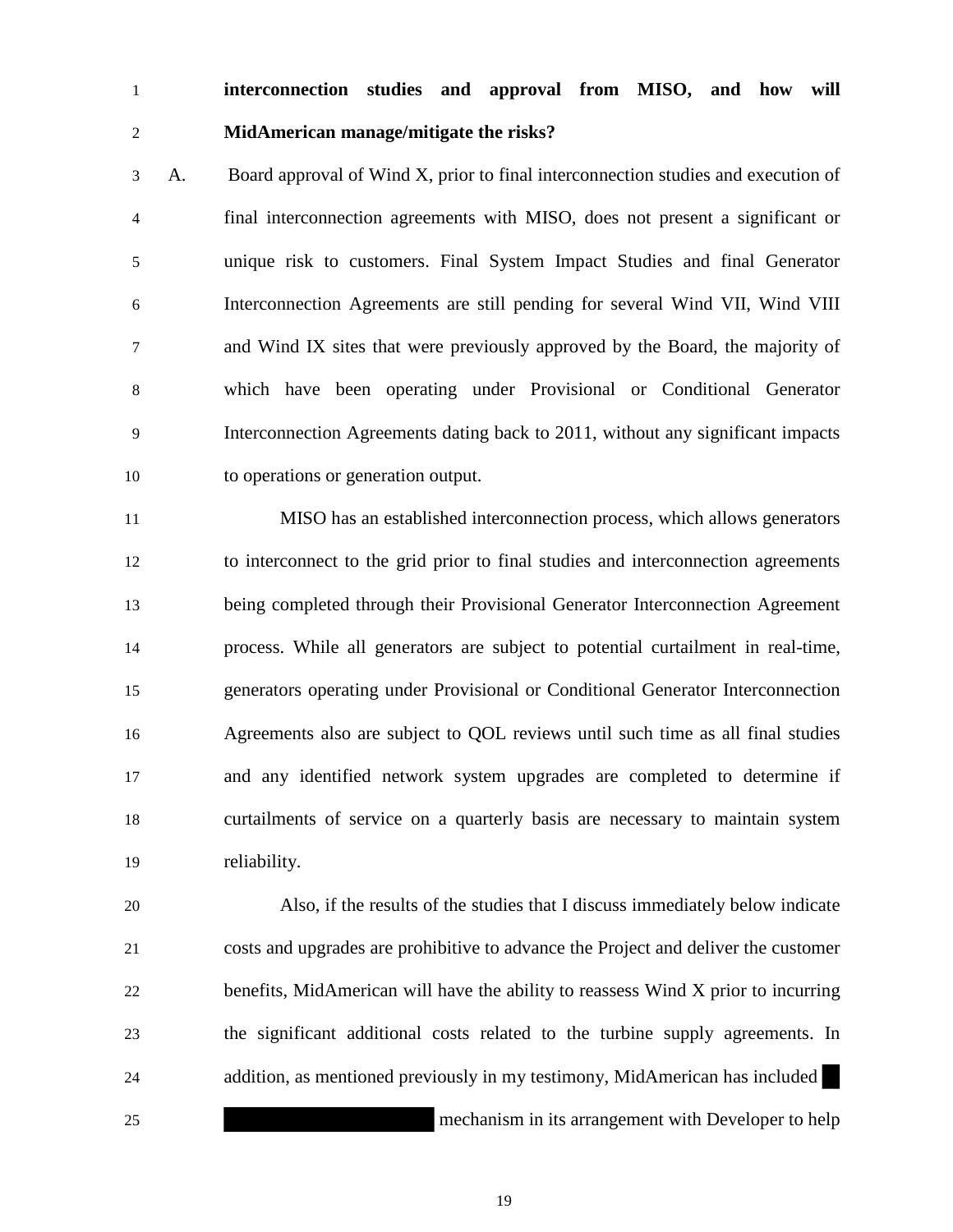**interconnection studies and approval from MISO, and how will MidAmerican manage/mitigate the risks?**

A. Board approval of Wind X, prior to final interconnection studies and execution of final interconnection agreements with MISO, does not present a significant or unique risk to customers. Final System Impact Studies and final Generator Interconnection Agreements are still pending for several Wind VII, Wind VIII and Wind IX sites that were previously approved by the Board, the majority of which have been operating under Provisional or Conditional Generator Interconnection Agreements dating back to 2011, without any significant impacts to operations or generation output.

MISO has an established interconnection process, which allows generators to interconnect to the grid prior to final studies and interconnection agreements being completed through their Provisional Generator Interconnection Agreement process. While all generators are subject to potential curtailment in real-time, generators operating under Provisional or Conditional Generator Interconnection Agreements also are subject to QOL reviews until such time as all final studies and any identified network system upgrades are completed to determine if curtailments of service on a quarterly basis are necessary to maintain system reliability.

Also, if the results of the studies that I discuss immediately below indicate costs and upgrades are prohibitive to advance the Project and deliver the customer benefits, MidAmerican will have the ability to reassess Wind X prior to incurring the significant additional costs related to the turbine supply agreements. In addition, as mentioned previously in my testimony, MidAmerican has included [REDACTED] mechanism in its arrangement with Developer to help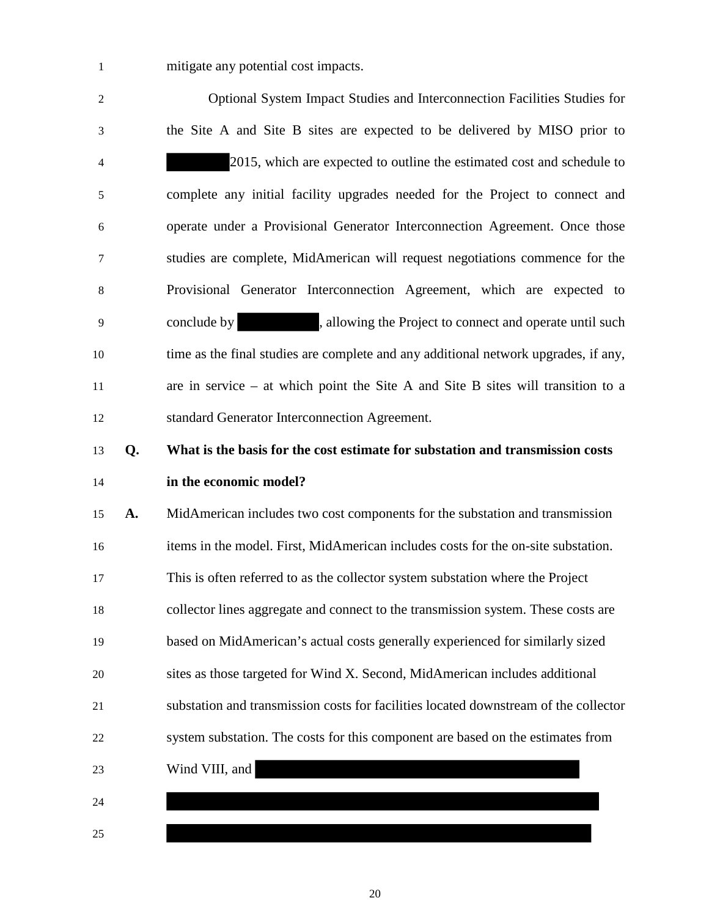mitigate any potential cost impacts.

Optional System Impact Studies and Interconnection Facilities Studies for the Site A and Site B sites are expected to be delivered by MISO prior to ██████ 2015, which are expected to outline the estimated cost and schedule to complete any initial facility upgrades needed for the Project to connect and operate under a Provisional Generator Interconnection Agreement. Once those studies are complete, MidAmerican will request negotiations commence for the Provisional Generator Interconnection Agreement, which are expected to conclude by ████████, allowing the Project to connect and operate until such time as the final studies are complete and any additional network upgrades, if any, are in service – at which point the Site A and Site B sites will transition to a standard Generator Interconnection Agreement.

**Q. What is the basis for the cost estimate for substation and transmission costs in the economic model?**

**A.** MidAmerican includes two cost components for the substation and transmission items in the model. First, MidAmerican includes costs for the on-site substation. This is often referred to as the collector system substation where the Project collector lines aggregate and connect to the transmission system. These costs are based on MidAmerican's actual costs generally experienced for similarly sized sites as those targeted for Wind X. Second, MidAmerican includes additional substation and transmission costs for facilities located downstream of the collector system substation. The costs for this component are based on the estimates from Wind VIII, and ████████████████████████████████████████ ██████████████████████████████████████████████████ ██████████████████████████████████████████████████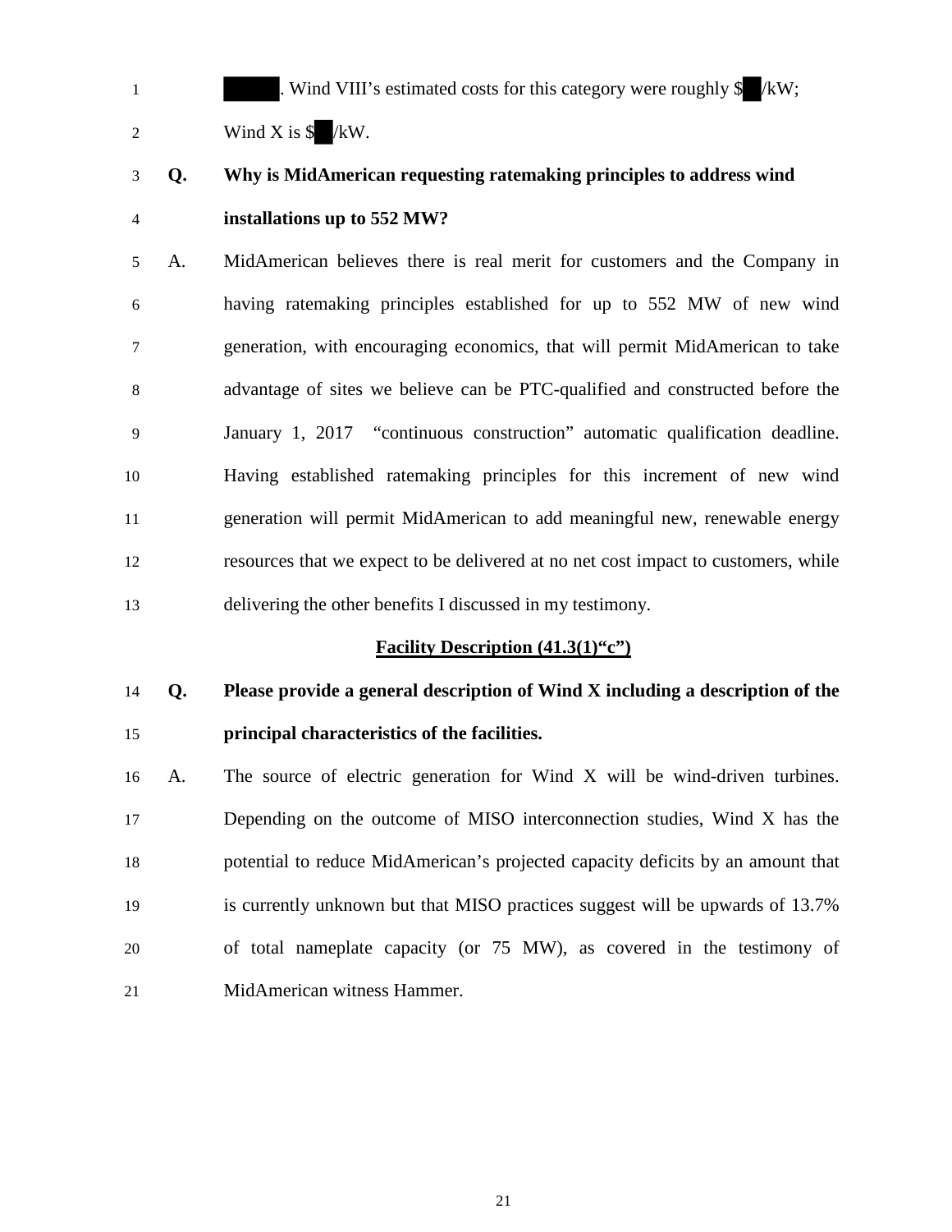██████. Wind VIII's estimated costs for this category were roughly $██/kW; Wind X is $██/kW.

**Q. Why is MidAmerican requesting ratemaking principles to address wind installations up to 552 MW?**

A. MidAmerican believes there is real merit for customers and the Company in having ratemaking principles established for up to 552 MW of new wind generation, with encouraging economics, that will permit MidAmerican to take advantage of sites we believe can be PTC-qualified and constructed before the January 1, 2017 "continuous construction" automatic qualification deadline. Having established ratemaking principles for this increment of new wind generation will permit MidAmerican to add meaningful new, renewable energy resources that we expect to be delivered at no net cost impact to customers, while delivering the other benefits I discussed in my testimony.

**Facility Description (41.3(1)"c")**

**Q. Please provide a general description of Wind X including a description of the principal characteristics of the facilities.**

A. The source of electric generation for Wind X will be wind-driven turbines. Depending on the outcome of MISO interconnection studies, Wind X has the potential to reduce MidAmerican's projected capacity deficits by an amount that is currently unknown but that MISO practices suggest will be upwards of 13.7% of total nameplate capacity (or 75 MW), as covered in the testimony of MidAmerican witness Hammer.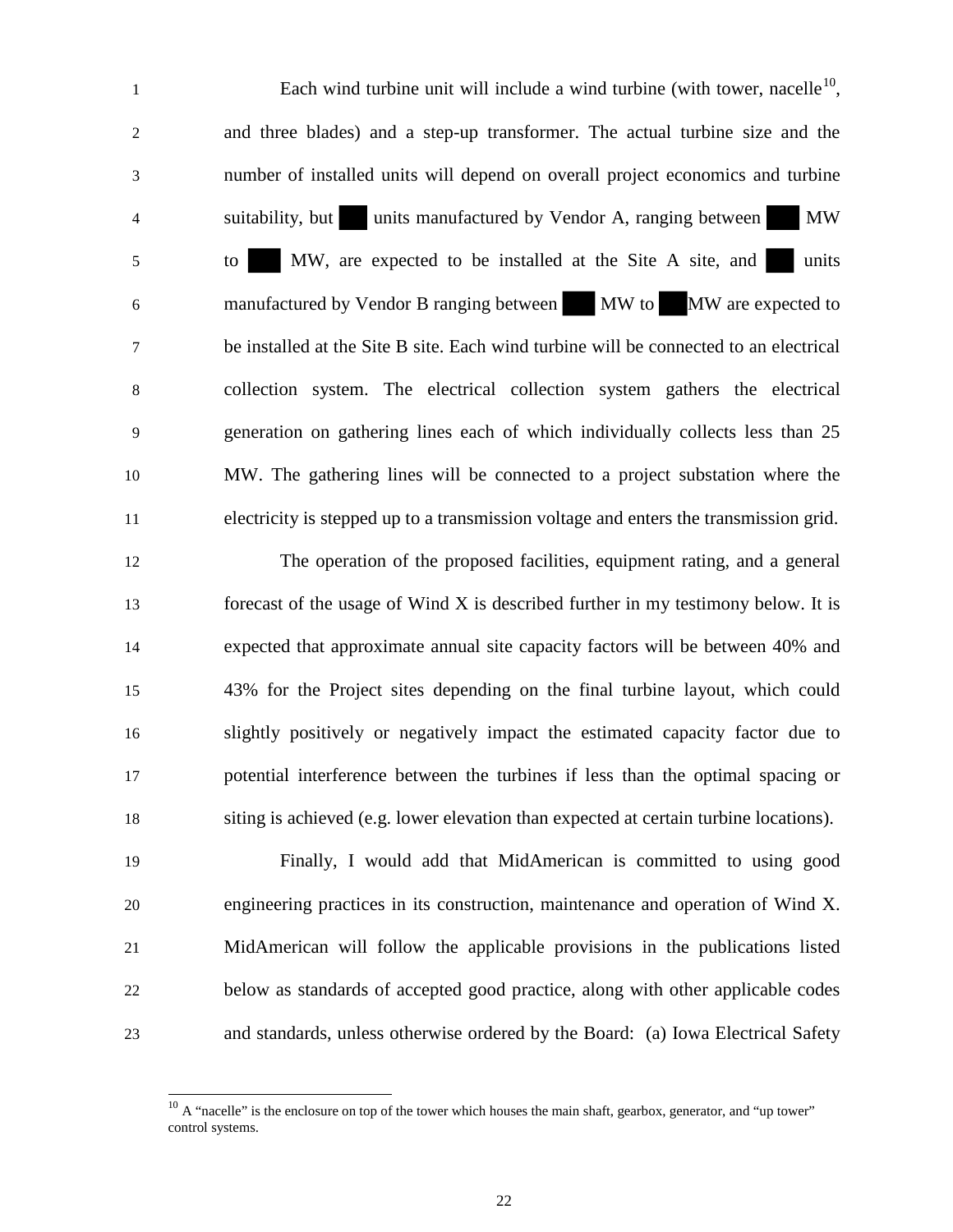Each wind turbine unit will include a wind turbine (with tower, nacelle[10], and three blades) and a step-up transformer. The actual turbine size and the number of installed units will depend on overall project economics and turbine suitability, but ██ units manufactured by Vendor A, ranging between ███ MW to ███ MW, are expected to be installed at the Site A site, and ██ units manufactured by Vendor B ranging between ███ MW to ███ MW are expected to be installed at the Site B site. Each wind turbine will be connected to an electrical collection system. The electrical collection system gathers the electrical generation on gathering lines each of which individually collects less than 25 MW. The gathering lines will be connected to a project substation where the electricity is stepped up to a transmission voltage and enters the transmission grid.

The operation of the proposed facilities, equipment rating, and a general forecast of the usage of Wind X is described further in my testimony below. It is expected that approximate annual site capacity factors will be between 40% and 43% for the Project sites depending on the final turbine layout, which could slightly positively or negatively impact the estimated capacity factor due to potential interference between the turbines if less than the optimal spacing or siting is achieved (e.g. lower elevation than expected at certain turbine locations).

Finally, I would add that MidAmerican is committed to using good engineering practices in its construction, maintenance and operation of Wind X. MidAmerican will follow the applicable provisions in the publications listed below as standards of accepted good practice, along with other applicable codes and standards, unless otherwise ordered by the Board: (a) Iowa Electrical Safety

---

[10] A "nacelle" is the enclosure on top of the tower which houses the main shaft, gearbox, generator, and "up tower" control systems.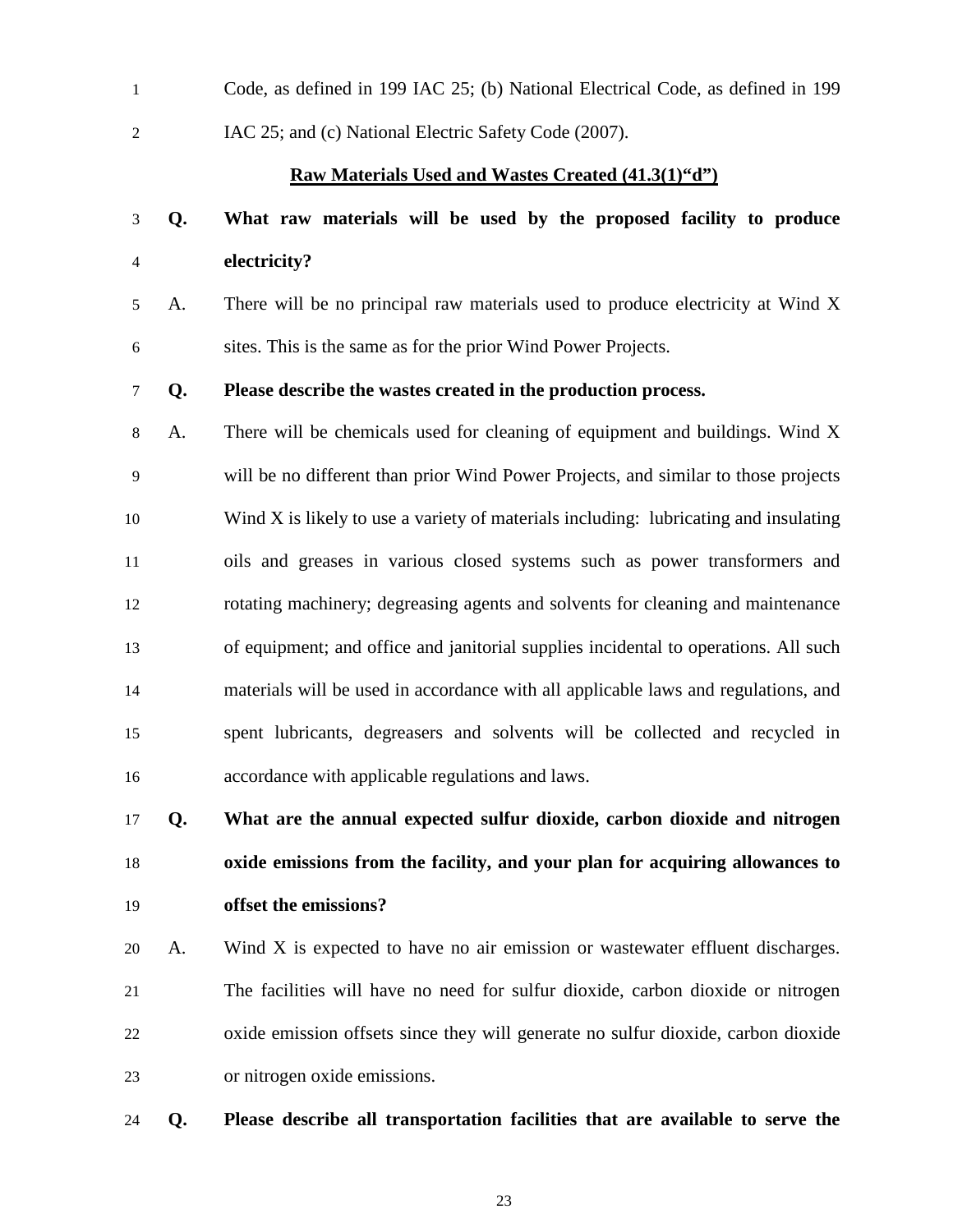Code, as defined in 199 IAC 25; (b) National Electrical Code, as defined in 199 IAC 25; and (c) National Electric Safety Code (2007).

**Raw Materials Used and Wastes Created (41.3(1)"d")**

**Q. What raw materials will be used by the proposed facility to produce electricity?**

A. There will be no principal raw materials used to produce electricity at Wind X sites. This is the same as for the prior Wind Power Projects.

**Q. Please describe the wastes created in the production process.**

A. There will be chemicals used for cleaning of equipment and buildings. Wind X will be no different than prior Wind Power Projects, and similar to those projects Wind X is likely to use a variety of materials including: lubricating and insulating oils and greases in various closed systems such as power transformers and rotating machinery; degreasing agents and solvents for cleaning and maintenance of equipment; and office and janitorial supplies incidental to operations. All such materials will be used in accordance with all applicable laws and regulations, and spent lubricants, degreasers and solvents will be collected and recycled in accordance with applicable regulations and laws.

**Q. What are the annual expected sulfur dioxide, carbon dioxide and nitrogen oxide emissions from the facility, and your plan for acquiring allowances to offset the emissions?**

A. Wind X is expected to have no air emission or wastewater effluent discharges. The facilities will have no need for sulfur dioxide, carbon dioxide or nitrogen oxide emission offsets since they will generate no sulfur dioxide, carbon dioxide or nitrogen oxide emissions.

**Q. Please describe all transportation facilities that are available to serve the**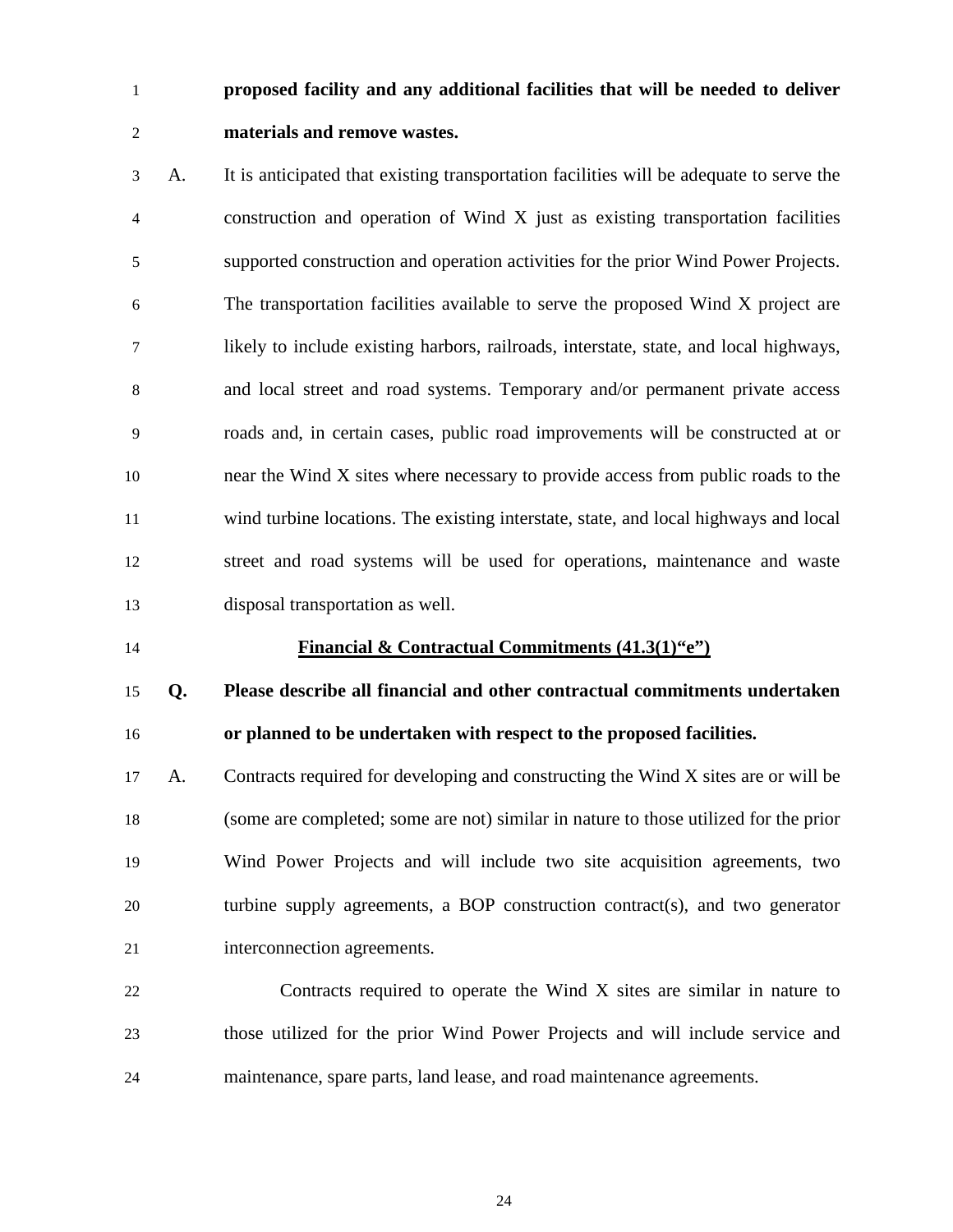**proposed facility and any additional facilities that will be needed to deliver materials and remove wastes.**

A. It is anticipated that existing transportation facilities will be adequate to serve the construction and operation of Wind X just as existing transportation facilities supported construction and operation activities for the prior Wind Power Projects. The transportation facilities available to serve the proposed Wind X project are likely to include existing harbors, railroads, interstate, state, and local highways, and local street and road systems. Temporary and/or permanent private access roads and, in certain cases, public road improvements will be constructed at or near the Wind X sites where necessary to provide access from public roads to the wind turbine locations. The existing interstate, state, and local highways and local street and road systems will be used for operations, maintenance and waste disposal transportation as well.

**<u>Financial & Contractual Commitments (41.3(1)"e")</u>**

**Q. Please describe all financial and other contractual commitments undertaken or planned to be undertaken with respect to the proposed facilities.**

A. Contracts required for developing and constructing the Wind X sites are or will be (some are completed; some are not) similar in nature to those utilized for the prior Wind Power Projects and will include two site acquisition agreements, two turbine supply agreements, a BOP construction contract(s), and two generator interconnection agreements.

Contracts required to operate the Wind X sites are similar in nature to those utilized for the prior Wind Power Projects and will include service and maintenance, spare parts, land lease, and road maintenance agreements.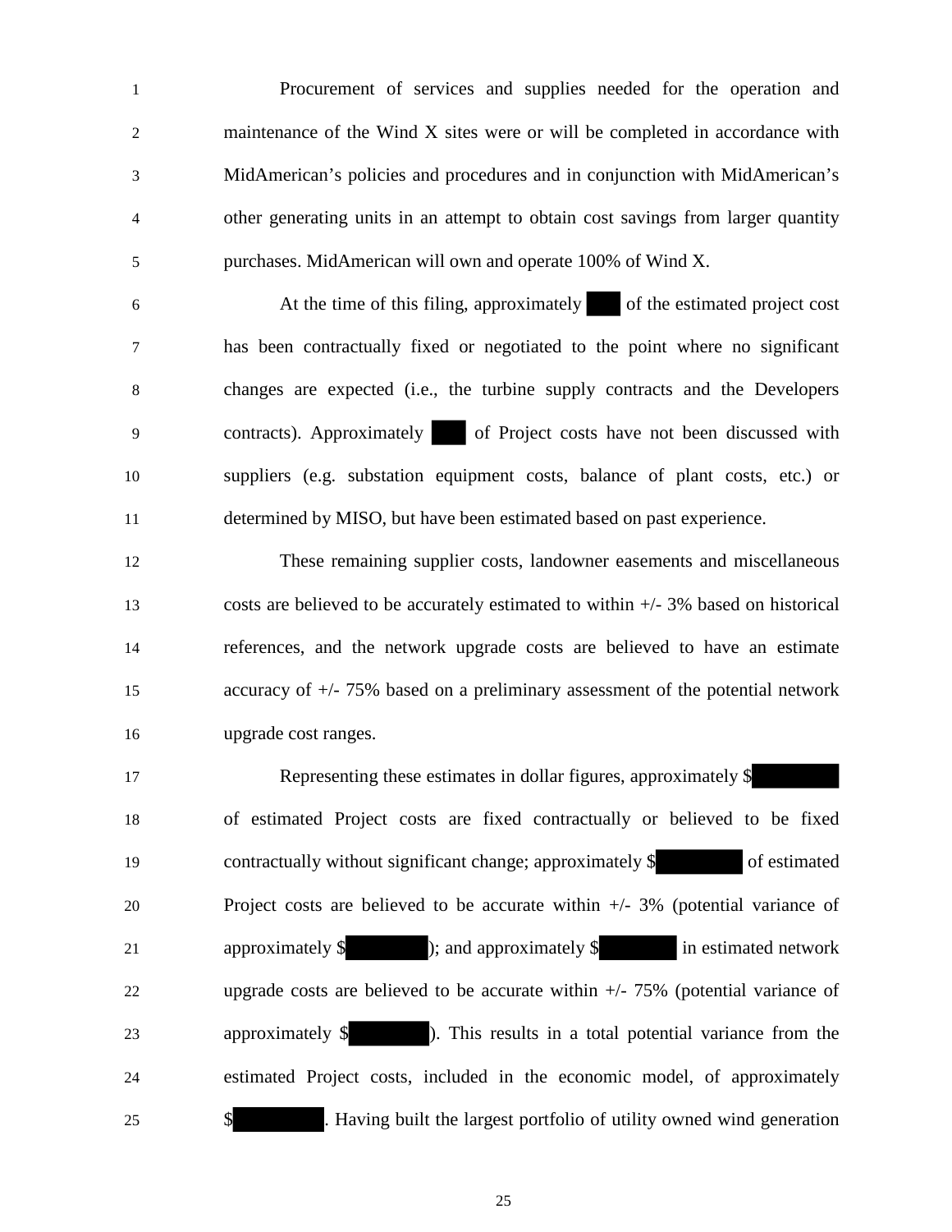Procurement of services and supplies needed for the operation and maintenance of the Wind X sites were or will be completed in accordance with MidAmerican's policies and procedures and in conjunction with MidAmerican's other generating units in an attempt to obtain cost savings from larger quantity purchases. MidAmerican will own and operate 100% of Wind X.

At the time of this filing, approximately ██ of the estimated project cost has been contractually fixed or negotiated to the point where no significant changes are expected (i.e., the turbine supply contracts and the Developers contracts). Approximately ██ of Project costs have not been discussed with suppliers (e.g. substation equipment costs, balance of plant costs, etc.) or determined by MISO, but have been estimated based on past experience.

These remaining supplier costs, landowner easements and miscellaneous costs are believed to be accurately estimated to within +/- 3% based on historical references, and the network upgrade costs are believed to have an estimate accuracy of +/- 75% based on a preliminary assessment of the potential network upgrade cost ranges.

Representing these estimates in dollar figures, approximately $██ of estimated Project costs are fixed contractually or believed to be fixed contractually without significant change; approximately $██ of estimated Project costs are believed to be accurate within +/- 3% (potential variance of approximately $██); and approximately $██ in estimated network upgrade costs are believed to be accurate within +/- 75% (potential variance of approximately $██). This results in a total potential variance from the estimated Project costs, included in the economic model, of approximately $██. Having built the largest portfolio of utility owned wind generation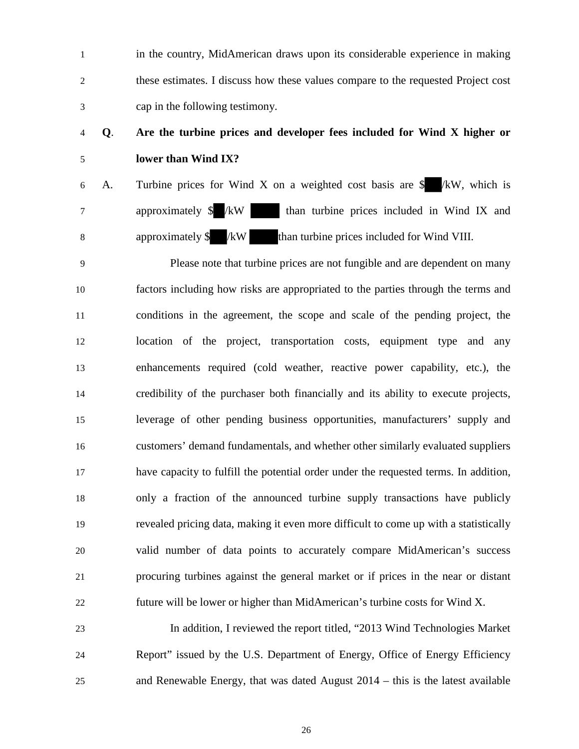in the country, MidAmerican draws upon its considerable experience in making these estimates. I discuss how these values compare to the requested Project cost cap in the following testimony.

**Q. Are the turbine prices and developer fees included for Wind X higher or lower than Wind IX?**

A. Turbine prices for Wind X on a weighted cost basis are $ /kW, which is approximately $ /kW than turbine prices included in Wind IX and approximately $ /kW than turbine prices included for Wind VIII.

Please note that turbine prices are not fungible and are dependent on many factors including how risks are appropriated to the parties through the terms and conditions in the agreement, the scope and scale of the pending project, the location of the project, transportation costs, equipment type and any enhancements required (cold weather, reactive power capability, etc.), the credibility of the purchaser both financially and its ability to execute projects, leverage of other pending business opportunities, manufacturers' supply and customers' demand fundamentals, and whether other similarly evaluated suppliers have capacity to fulfill the potential order under the requested terms. In addition, only a fraction of the announced turbine supply transactions have publicly revealed pricing data, making it even more difficult to come up with a statistically valid number of data points to accurately compare MidAmerican's success procuring turbines against the general market or if prices in the near or distant future will be lower or higher than MidAmerican's turbine costs for Wind X.

In addition, I reviewed the report titled, "2013 Wind Technologies Market Report" issued by the U.S. Department of Energy, Office of Energy Efficiency and Renewable Energy, that was dated August 2014 – this is the latest available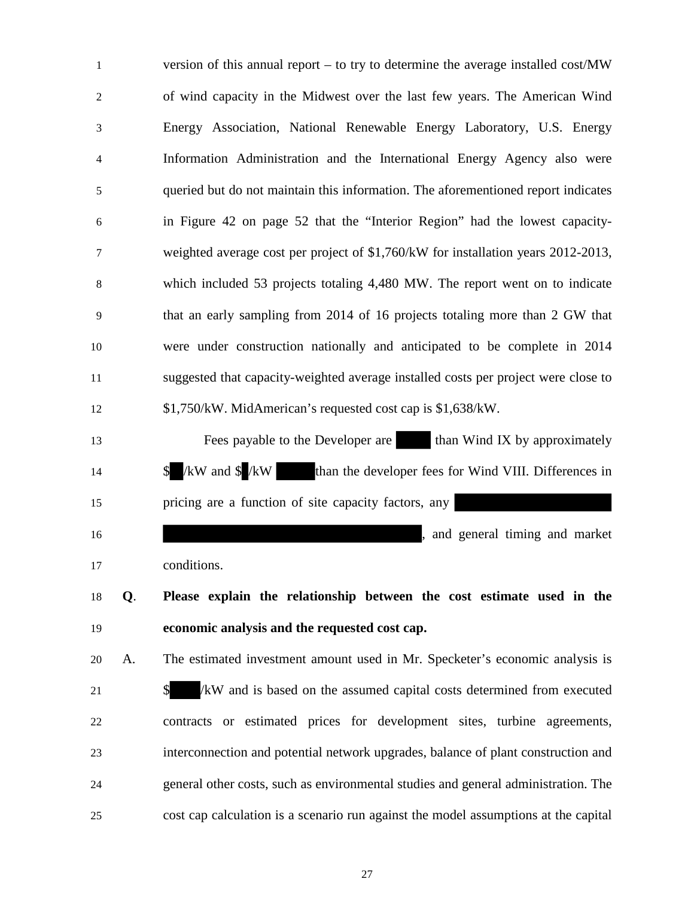version of this annual report – to try to determine the average installed cost/MW of wind capacity in the Midwest over the last few years. The American Wind Energy Association, National Renewable Energy Laboratory, U.S. Energy Information Administration and the International Energy Agency also were queried but do not maintain this information. The aforementioned report indicates in Figure 42 on page 52 that the "Interior Region" had the lowest capacity-weighted average cost per project of $1,760/kW for installation years 2012-2013, which included 53 projects totaling 4,480 MW. The report went on to indicate that an early sampling from 2014 of 16 projects totaling more than 2 GW that were under construction nationally and anticipated to be complete in 2014 suggested that capacity-weighted average installed costs per project were close to $1,750/kW. MidAmerican's requested cost cap is $1,638/kW.

Fees payable to the Developer are ████ than Wind IX by approximately $██/kW and $█/kW ████ than the developer fees for Wind VIII. Differences in pricing are a function of site capacity factors, any ████████████████ ████████████████████████████, and general timing and market conditions.

**Q. Please explain the relationship between the cost estimate used in the economic analysis and the requested cost cap.**

A. The estimated investment amount used in Mr. Specketer's economic analysis is $████/kW and is based on the assumed capital costs determined from executed contracts or estimated prices for development sites, turbine agreements, interconnection and potential network upgrades, balance of plant construction and general other costs, such as environmental studies and general administration. The cost cap calculation is a scenario run against the model assumptions at the capital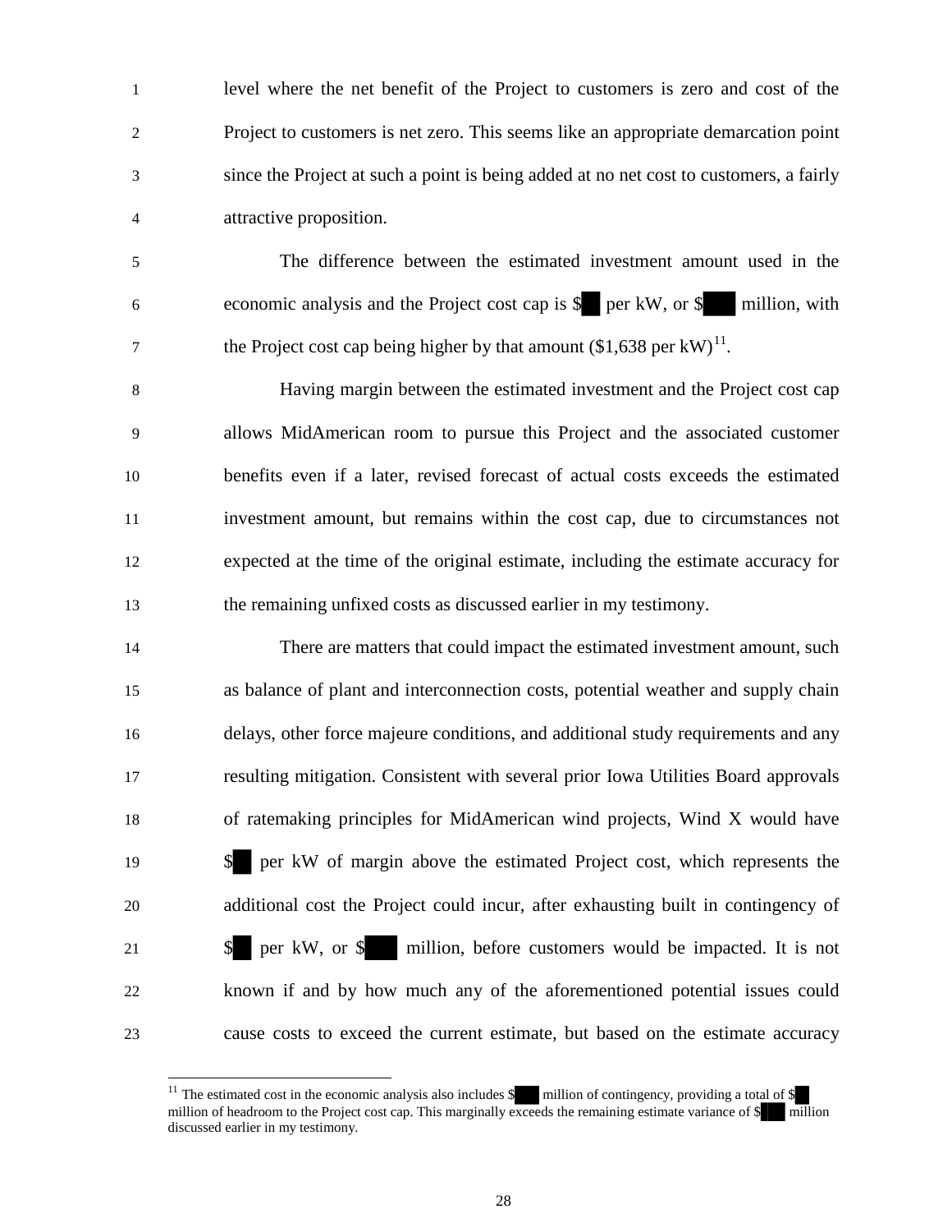level where the net benefit of the Project to customers is zero and cost of the Project to customers is net zero. This seems like an appropriate demarcation point since the Project at such a point is being added at no net cost to customers, a fairly attractive proposition.

The difference between the estimated investment amount used in the economic analysis and the Project cost cap is $███ per kW, or $███ million, with the Project cost cap being higher by that amount ($1,638 per kW)[11].

Having margin between the estimated investment and the Project cost cap allows MidAmerican room to pursue this Project and the associated customer benefits even if a later, revised forecast of actual costs exceeds the estimated investment amount, but remains within the cost cap, due to circumstances not expected at the time of the original estimate, including the estimate accuracy for the remaining unfixed costs as discussed earlier in my testimony.

There are matters that could impact the estimated investment amount, such as balance of plant and interconnection costs, potential weather and supply chain delays, other force majeure conditions, and additional study requirements and any resulting mitigation. Consistent with several prior Iowa Utilities Board approvals of ratemaking principles for MidAmerican wind projects, Wind X would have $███ per kW of margin above the estimated Project cost, which represents the additional cost the Project could incur, after exhausting built in contingency of $███ per kW, or $███ million, before customers would be impacted. It is not known if and by how much any of the aforementioned potential issues could cause costs to exceed the current estimate, but based on the estimate accuracy

---

[11] The estimated cost in the economic analysis also includes $███ million of contingency, providing a total of $███ million of headroom to the Project cost cap. This marginally exceeds the remaining estimate variance of $███ million discussed earlier in my testimony.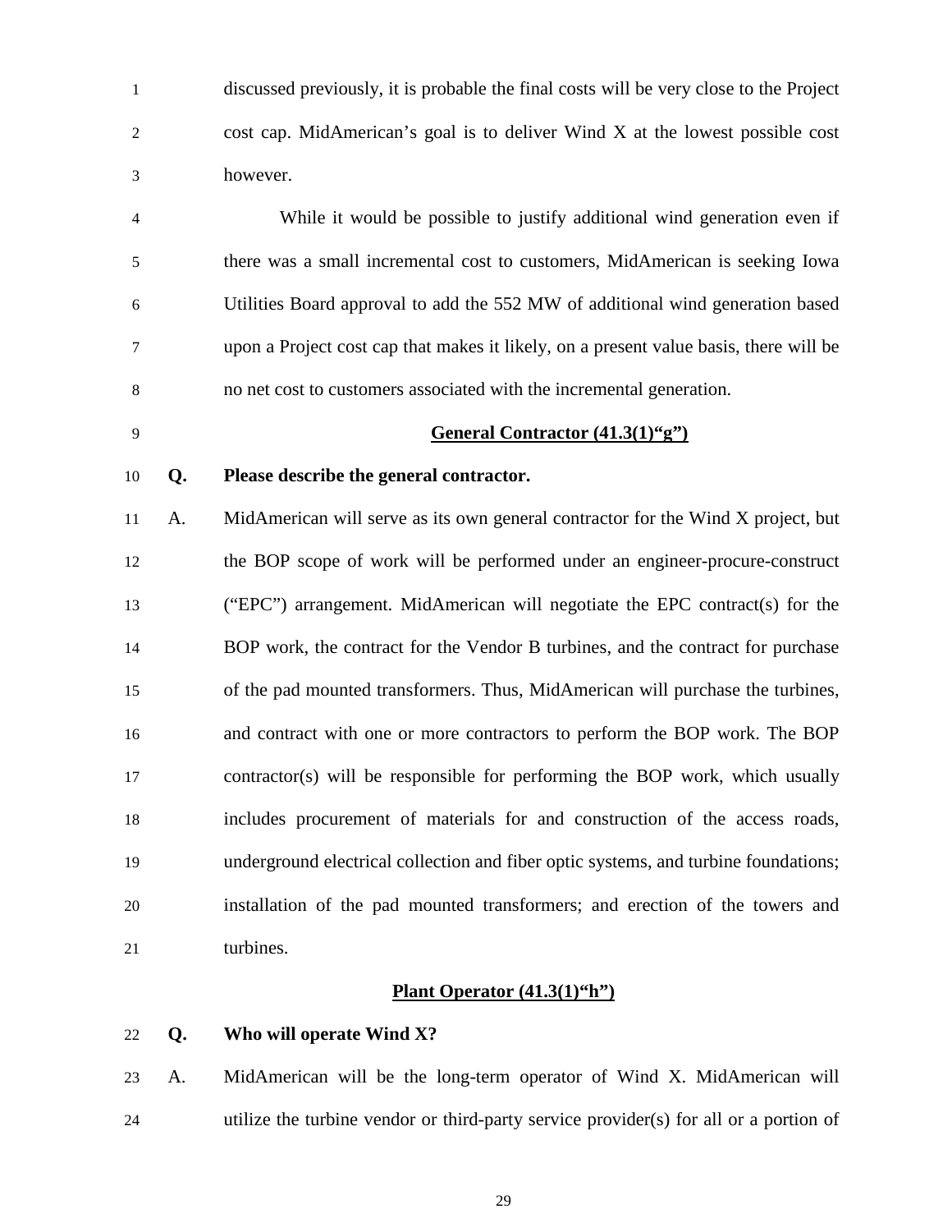discussed previously, it is probable the final costs will be very close to the Project cost cap. MidAmerican's goal is to deliver Wind X at the lowest possible cost however.

While it would be possible to justify additional wind generation even if there was a small incremental cost to customers, MidAmerican is seeking Iowa Utilities Board approval to add the 552 MW of additional wind generation based upon a Project cost cap that makes it likely, on a present value basis, there will be no net cost to customers associated with the incremental generation.

## General Contractor (41.3(1)"g")

**Q. Please describe the general contractor.**

A. MidAmerican will serve as its own general contractor for the Wind X project, but the BOP scope of work will be performed under an engineer-procure-construct ("EPC") arrangement. MidAmerican will negotiate the EPC contract(s) for the BOP work, the contract for the Vendor B turbines, and the contract for purchase of the pad mounted transformers. Thus, MidAmerican will purchase the turbines, and contract with one or more contractors to perform the BOP work. The BOP contractor(s) will be responsible for performing the BOP work, which usually includes procurement of materials for and construction of the access roads, underground electrical collection and fiber optic systems, and turbine foundations; installation of the pad mounted transformers; and erection of the towers and turbines.

## Plant Operator (41.3(1)"h")

**Q. Who will operate Wind X?**

A. MidAmerican will be the long-term operator of Wind X. MidAmerican will utilize the turbine vendor or third-party service provider(s) for all or a portion of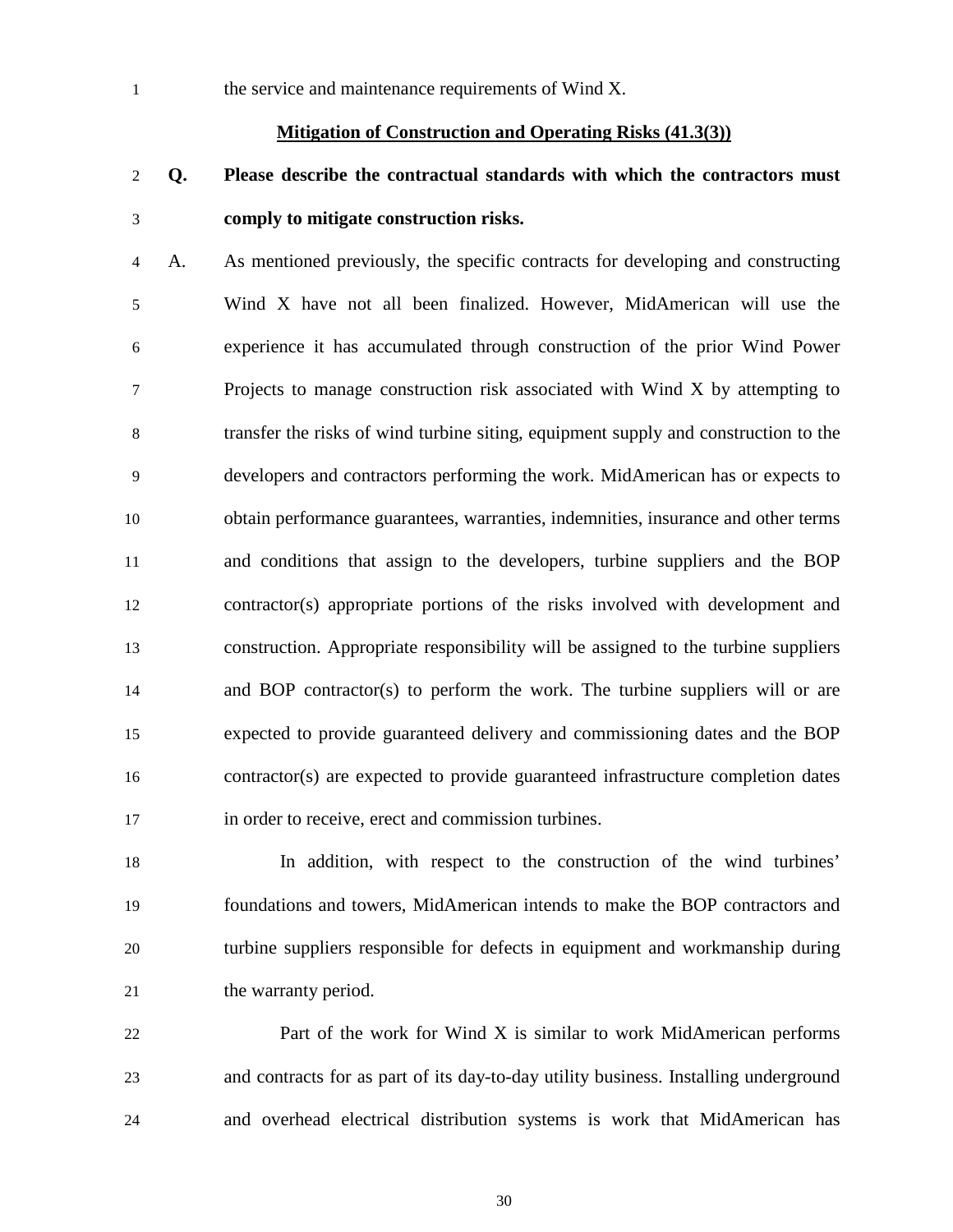the service and maintenance requirements of Wind X.

**Mitigation of Construction and Operating Risks (41.3(3))**

**Q. Please describe the contractual standards with which the contractors must comply to mitigate construction risks.**

A. As mentioned previously, the specific contracts for developing and constructing Wind X have not all been finalized. However, MidAmerican will use the experience it has accumulated through construction of the prior Wind Power Projects to manage construction risk associated with Wind X by attempting to transfer the risks of wind turbine siting, equipment supply and construction to the developers and contractors performing the work. MidAmerican has or expects to obtain performance guarantees, warranties, indemnities, insurance and other terms and conditions that assign to the developers, turbine suppliers and the BOP contractor(s) appropriate portions of the risks involved with development and construction. Appropriate responsibility will be assigned to the turbine suppliers and BOP contractor(s) to perform the work. The turbine suppliers will or are expected to provide guaranteed delivery and commissioning dates and the BOP contractor(s) are expected to provide guaranteed infrastructure completion dates in order to receive, erect and commission turbines.

In addition, with respect to the construction of the wind turbines' foundations and towers, MidAmerican intends to make the BOP contractors and turbine suppliers responsible for defects in equipment and workmanship during the warranty period.

Part of the work for Wind X is similar to work MidAmerican performs and contracts for as part of its day-to-day utility business. Installing underground and overhead electrical distribution systems is work that MidAmerican has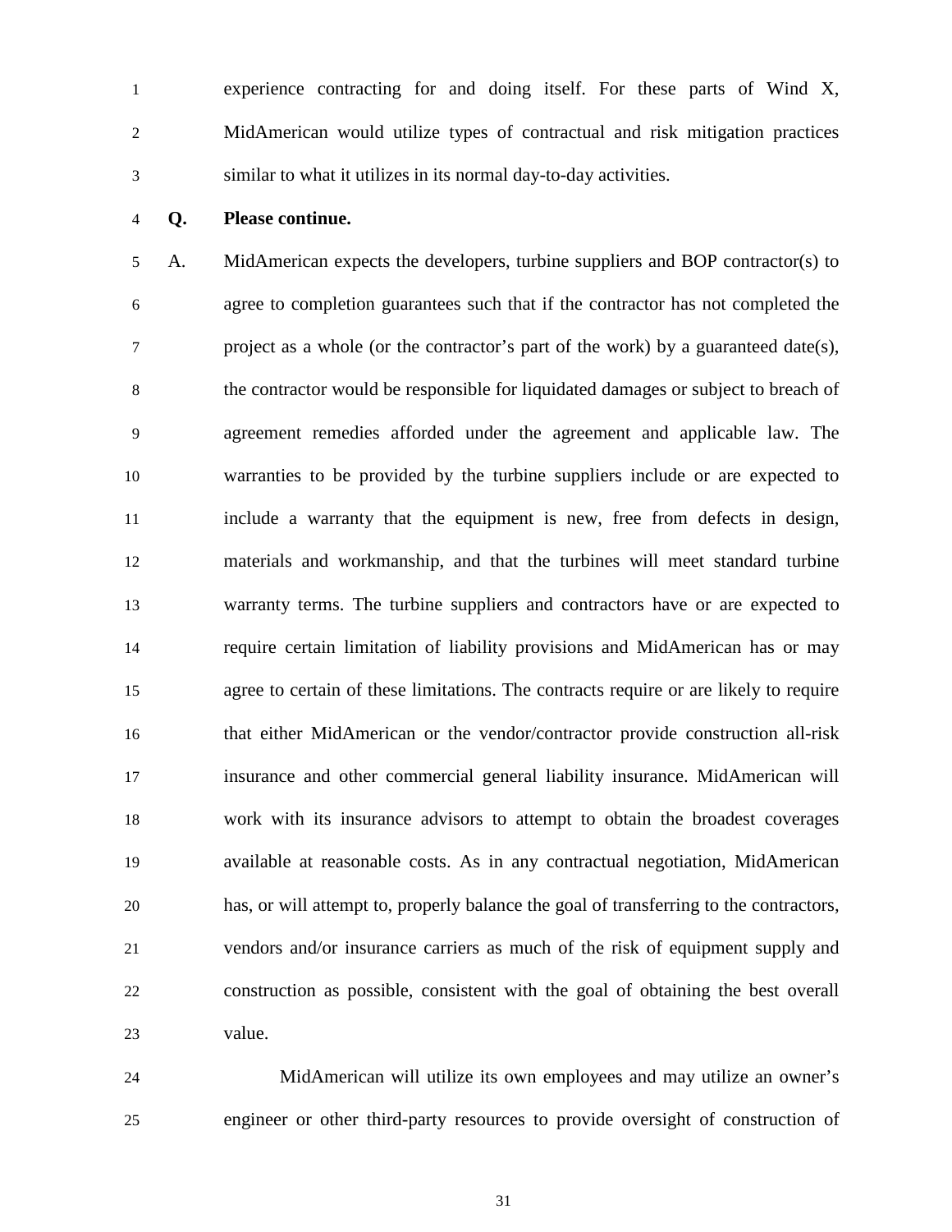experience contracting for and doing itself. For these parts of Wind X, MidAmerican would utilize types of contractual and risk mitigation practices similar to what it utilizes in its normal day-to-day activities.

**Q. Please continue.**

A. MidAmerican expects the developers, turbine suppliers and BOP contractor(s) to agree to completion guarantees such that if the contractor has not completed the project as a whole (or the contractor's part of the work) by a guaranteed date(s), the contractor would be responsible for liquidated damages or subject to breach of agreement remedies afforded under the agreement and applicable law. The warranties to be provided by the turbine suppliers include or are expected to include a warranty that the equipment is new, free from defects in design, materials and workmanship, and that the turbines will meet standard turbine warranty terms. The turbine suppliers and contractors have or are expected to require certain limitation of liability provisions and MidAmerican has or may agree to certain of these limitations. The contracts require or are likely to require that either MidAmerican or the vendor/contractor provide construction all-risk insurance and other commercial general liability insurance. MidAmerican will work with its insurance advisors to attempt to obtain the broadest coverages available at reasonable costs. As in any contractual negotiation, MidAmerican has, or will attempt to, properly balance the goal of transferring to the contractors, vendors and/or insurance carriers as much of the risk of equipment supply and construction as possible, consistent with the goal of obtaining the best overall value.

MidAmerican will utilize its own employees and may utilize an owner's engineer or other third-party resources to provide oversight of construction of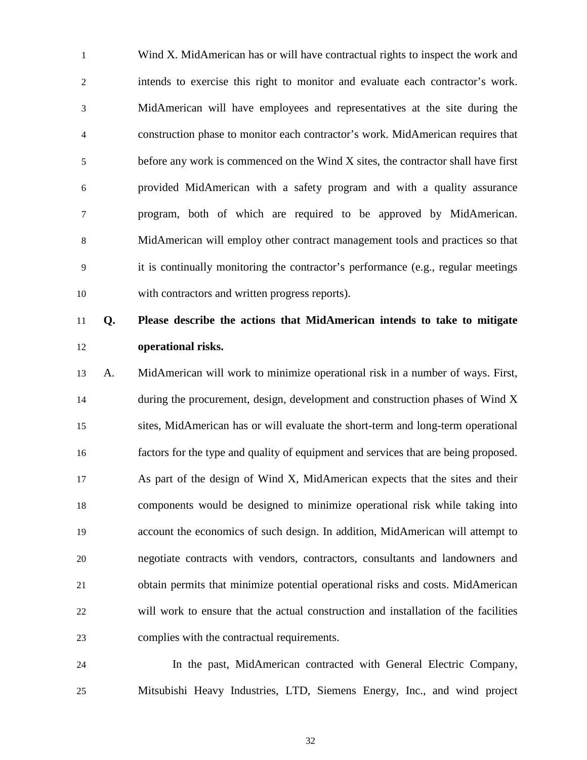Wind X. MidAmerican has or will have contractual rights to inspect the work and intends to exercise this right to monitor and evaluate each contractor's work. MidAmerican will have employees and representatives at the site during the construction phase to monitor each contractor's work. MidAmerican requires that before any work is commenced on the Wind X sites, the contractor shall have first provided MidAmerican with a safety program and with a quality assurance program, both of which are required to be approved by MidAmerican. MidAmerican will employ other contract management tools and practices so that it is continually monitoring the contractor's performance (e.g., regular meetings with contractors and written progress reports).

**Q. Please describe the actions that MidAmerican intends to take to mitigate operational risks.**

A. MidAmerican will work to minimize operational risk in a number of ways. First, during the procurement, design, development and construction phases of Wind X sites, MidAmerican has or will evaluate the short-term and long-term operational factors for the type and quality of equipment and services that are being proposed. As part of the design of Wind X, MidAmerican expects that the sites and their components would be designed to minimize operational risk while taking into account the economics of such design. In addition, MidAmerican will attempt to negotiate contracts with vendors, contractors, consultants and landowners and obtain permits that minimize potential operational risks and costs. MidAmerican will work to ensure that the actual construction and installation of the facilities complies with the contractual requirements.

In the past, MidAmerican contracted with General Electric Company, Mitsubishi Heavy Industries, LTD, Siemens Energy, Inc., and wind project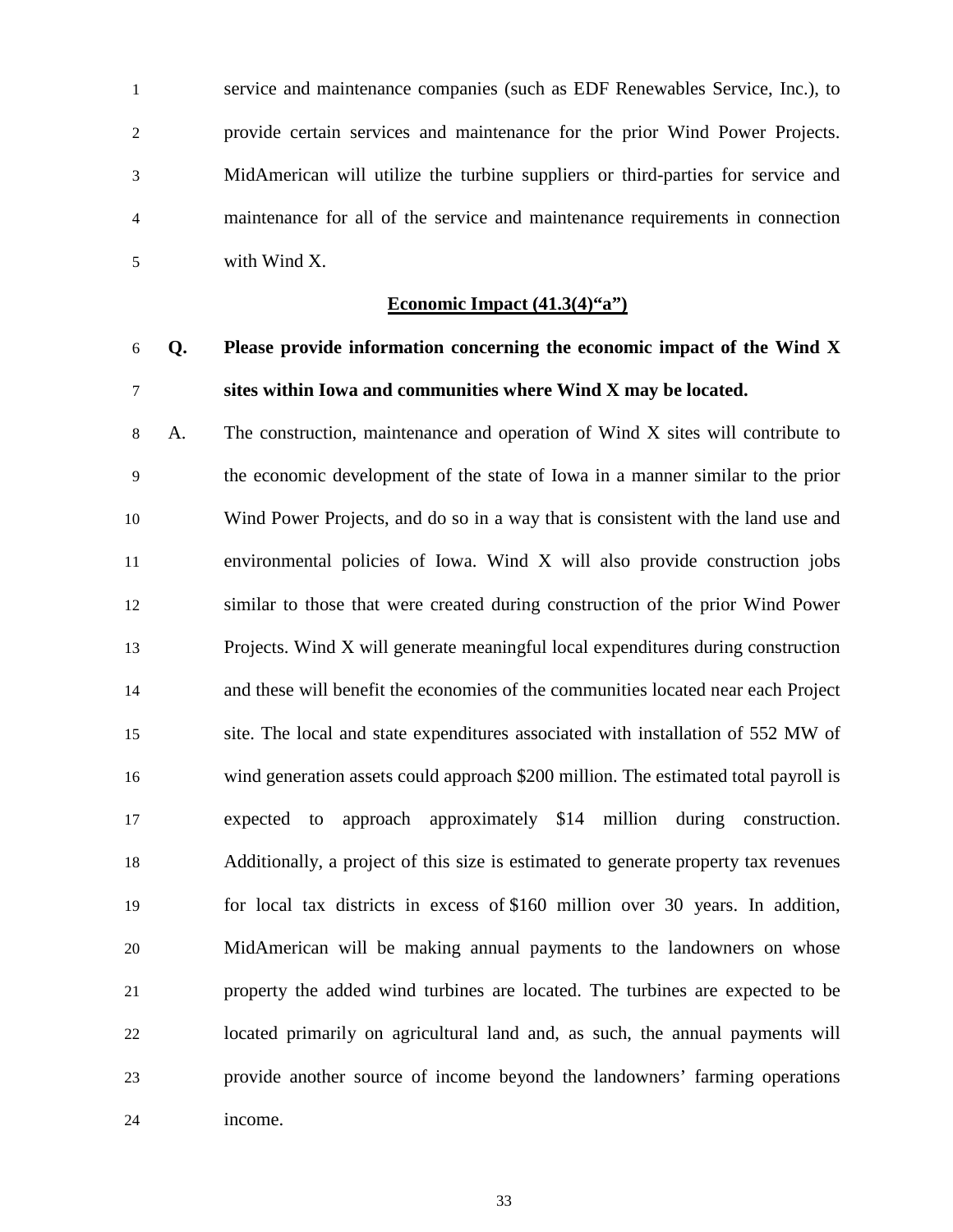service and maintenance companies (such as EDF Renewables Service, Inc.), to provide certain services and maintenance for the prior Wind Power Projects. MidAmerican will utilize the turbine suppliers or third-parties for service and maintenance for all of the service and maintenance requirements in connection with Wind X.

## Economic Impact (41.3(4)"a")

**Q. Please provide information concerning the economic impact of the Wind X sites within Iowa and communities where Wind X may be located.**

A. The construction, maintenance and operation of Wind X sites will contribute to the economic development of the state of Iowa in a manner similar to the prior Wind Power Projects, and do so in a way that is consistent with the land use and environmental policies of Iowa. Wind X will also provide construction jobs similar to those that were created during construction of the prior Wind Power Projects. Wind X will generate meaningful local expenditures during construction and these will benefit the economies of the communities located near each Project site. The local and state expenditures associated with installation of 552 MW of wind generation assets could approach $200 million. The estimated total payroll is expected to approach approximately $14 million during construction. Additionally, a project of this size is estimated to generate property tax revenues for local tax districts in excess of $160 million over 30 years. In addition, MidAmerican will be making annual payments to the landowners on whose property the added wind turbines are located. The turbines are expected to be located primarily on agricultural land and, as such, the annual payments will provide another source of income beyond the landowners' farming operations income.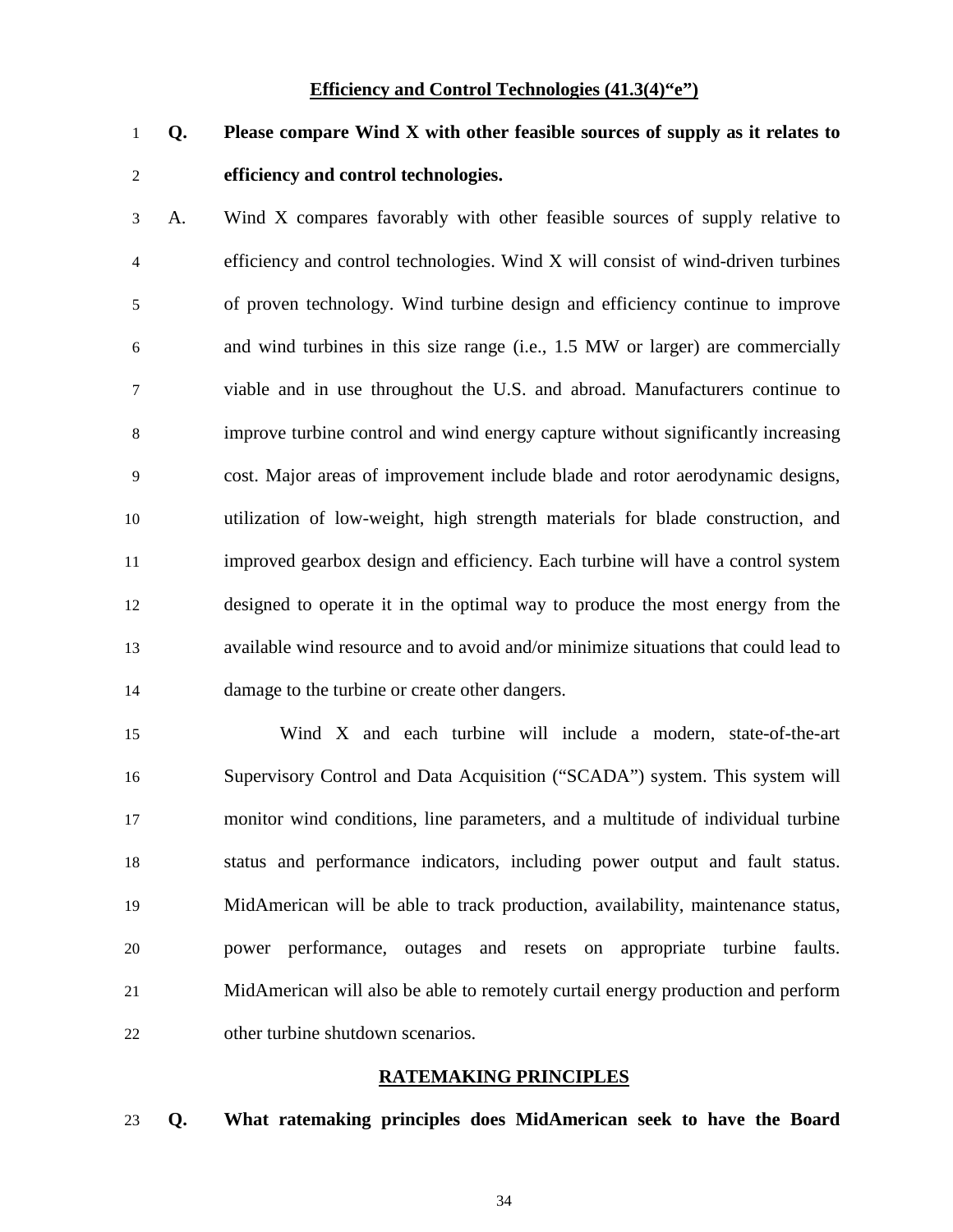**Efficiency and Control Technologies (41.3(4)"e")**

**Q. Please compare Wind X with other feasible sources of supply as it relates to efficiency and control technologies.**

A. Wind X compares favorably with other feasible sources of supply relative to efficiency and control technologies. Wind X will consist of wind-driven turbines of proven technology. Wind turbine design and efficiency continue to improve and wind turbines in this size range (i.e., 1.5 MW or larger) are commercially viable and in use throughout the U.S. and abroad. Manufacturers continue to improve turbine control and wind energy capture without significantly increasing cost. Major areas of improvement include blade and rotor aerodynamic designs, utilization of low-weight, high strength materials for blade construction, and improved gearbox design and efficiency. Each turbine will have a control system designed to operate it in the optimal way to produce the most energy from the available wind resource and to avoid and/or minimize situations that could lead to damage to the turbine or create other dangers.

Wind X and each turbine will include a modern, state-of-the-art Supervisory Control and Data Acquisition ("SCADA") system. This system will monitor wind conditions, line parameters, and a multitude of individual turbine status and performance indicators, including power output and fault status. MidAmerican will be able to track production, availability, maintenance status, power performance, outages and resets on appropriate turbine faults. MidAmerican will also be able to remotely curtail energy production and perform other turbine shutdown scenarios.

**RATEMAKING PRINCIPLES**

**Q. What ratemaking principles does MidAmerican seek to have the Board**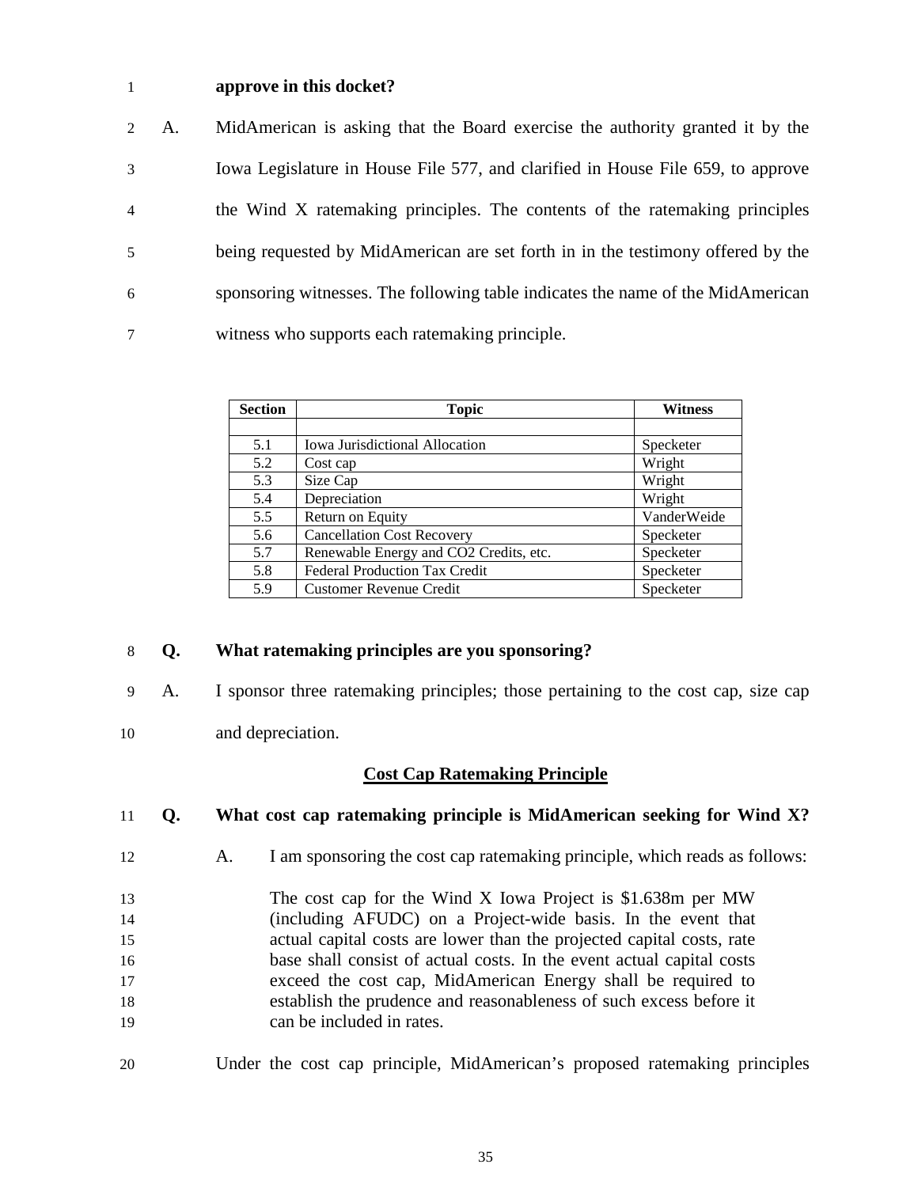**approve in this docket?**

A. MidAmerican is asking that the Board exercise the authority granted it by the Iowa Legislature in House File 577, and clarified in House File 659, to approve the Wind X ratemaking principles. The contents of the ratemaking principles being requested by MidAmerican are set forth in in the testimony offered by the sponsoring witnesses. The following table indicates the name of the MidAmerican witness who supports each ratemaking principle.

| Section | Topic | Witness |
|---|---|---|
| | | |
| 5.1 | Iowa Jurisdictional Allocation | Specketer |
| 5.2 | Cost cap | Wright |
| 5.3 | Size Cap | Wright |
| 5.4 | Depreciation | Wright |
| 5.5 | Return on Equity | VanderWeide |
| 5.6 | Cancellation Cost Recovery | Specketer |
| 5.7 | Renewable Energy and CO2 Credits, etc. | Specketer |
| 5.8 | Federal Production Tax Credit | Specketer |
| 5.9 | Customer Revenue Credit | Specketer |

**Q. What ratemaking principles are you sponsoring?**

A. I sponsor three ratemaking principles; those pertaining to the cost cap, size cap and depreciation.

## Cost Cap Ratemaking Principle

**Q. What cost cap ratemaking principle is MidAmerican seeking for Wind X?**

A. I am sponsoring the cost cap ratemaking principle, which reads as follows:

> The cost cap for the Wind X Iowa Project is $1.638m per MW (including AFUDC) on a Project-wide basis. In the event that actual capital costs are lower than the projected capital costs, rate base shall consist of actual costs. In the event actual capital costs exceed the cost cap, MidAmerican Energy shall be required to establish the prudence and reasonableness of such excess before it can be included in rates.

Under the cost cap principle, MidAmerican's proposed ratemaking principles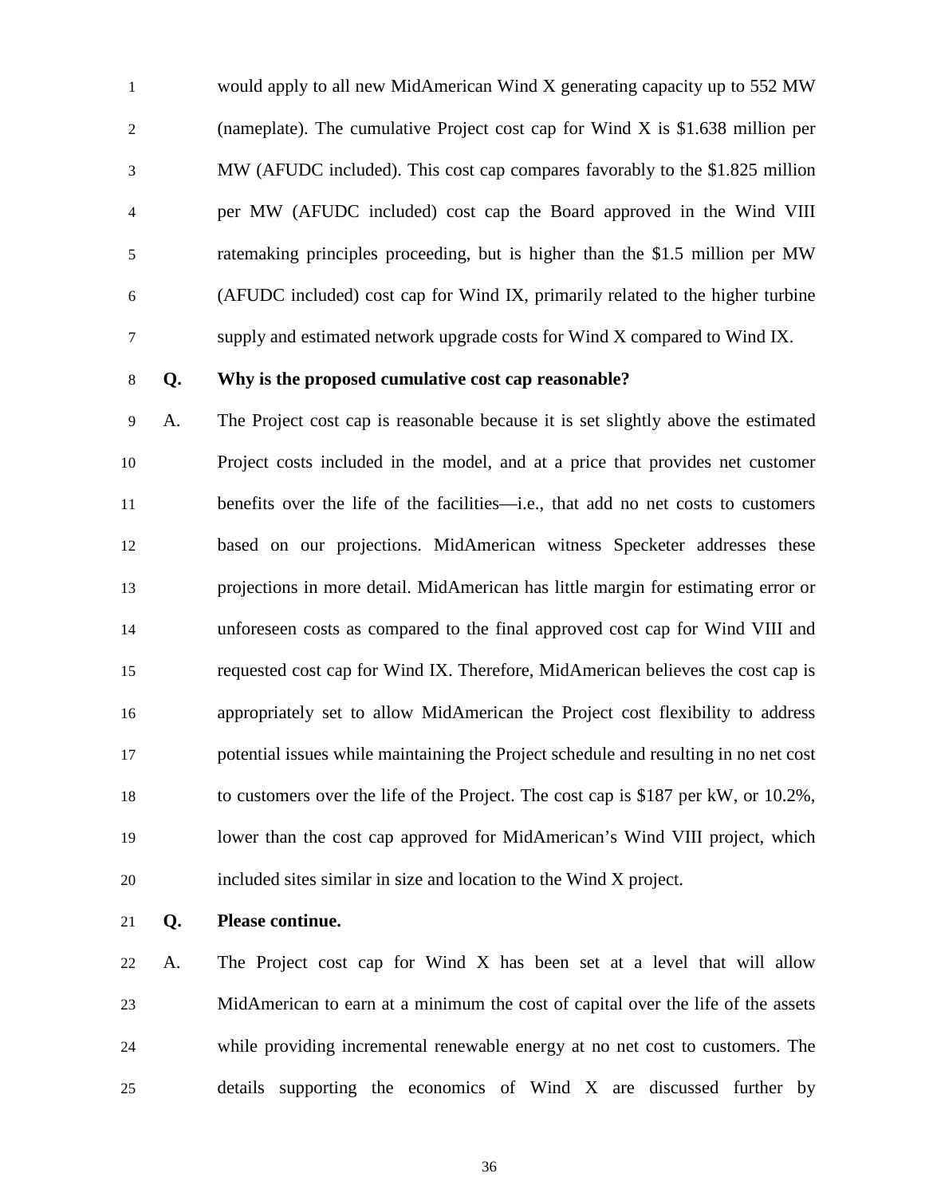would apply to all new MidAmerican Wind X generating capacity up to 552 MW (nameplate). The cumulative Project cost cap for Wind X is $1.638 million per MW (AFUDC included). This cost cap compares favorably to the $1.825 million per MW (AFUDC included) cost cap the Board approved in the Wind VIII ratemaking principles proceeding, but is higher than the $1.5 million per MW (AFUDC included) cost cap for Wind IX, primarily related to the higher turbine supply and estimated network upgrade costs for Wind X compared to Wind IX.

**Q. Why is the proposed cumulative cost cap reasonable?**

A. The Project cost cap is reasonable because it is set slightly above the estimated Project costs included in the model, and at a price that provides net customer benefits over the life of the facilities—i.e., that add no net costs to customers based on our projections. MidAmerican witness Specketer addresses these projections in more detail. MidAmerican has little margin for estimating error or unforeseen costs as compared to the final approved cost cap for Wind VIII and requested cost cap for Wind IX. Therefore, MidAmerican believes the cost cap is appropriately set to allow MidAmerican the Project cost flexibility to address potential issues while maintaining the Project schedule and resulting in no net cost to customers over the life of the Project. The cost cap is $187 per kW, or 10.2%, lower than the cost cap approved for MidAmerican's Wind VIII project, which included sites similar in size and location to the Wind X project.

**Q. Please continue.**

A. The Project cost cap for Wind X has been set at a level that will allow MidAmerican to earn at a minimum the cost of capital over the life of the assets while providing incremental renewable energy at no net cost to customers. The details supporting the economics of Wind X are discussed further by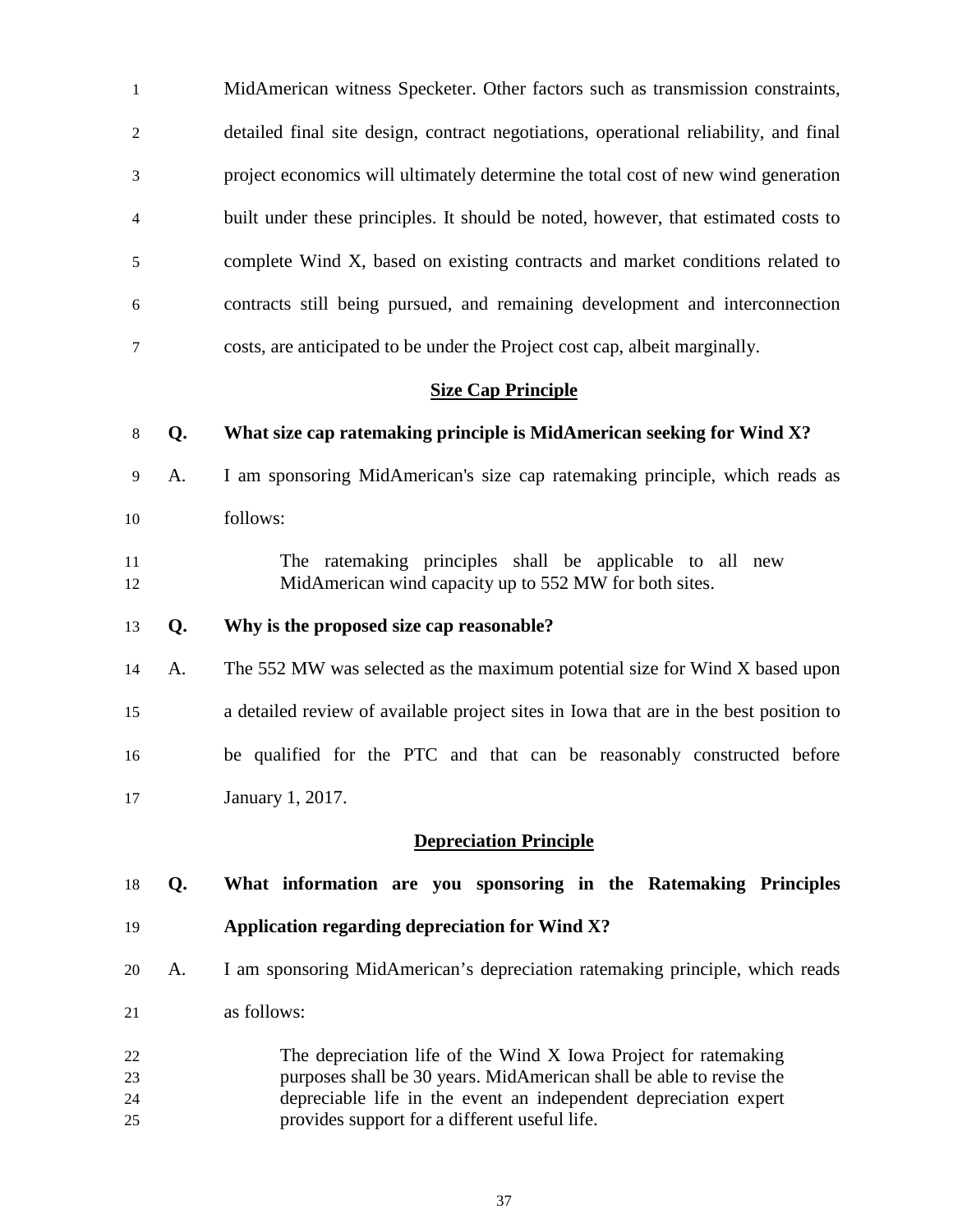MidAmerican witness Specketer. Other factors such as transmission constraints, detailed final site design, contract negotiations, operational reliability, and final project economics will ultimately determine the total cost of new wind generation built under these principles. It should be noted, however, that estimated costs to complete Wind X, based on existing contracts and market conditions related to contracts still being pursued, and remaining development and interconnection costs, are anticipated to be under the Project cost cap, albeit marginally.

**Size Cap Principle**

**Q. What size cap ratemaking principle is MidAmerican seeking for Wind X?**

A. I am sponsoring MidAmerican's size cap ratemaking principle, which reads as follows:

> The ratemaking principles shall be applicable to all new MidAmerican wind capacity up to 552 MW for both sites.

**Q. Why is the proposed size cap reasonable?**

A. The 552 MW was selected as the maximum potential size for Wind X based upon a detailed review of available project sites in Iowa that are in the best position to be qualified for the PTC and that can be reasonably constructed before January 1, 2017.

**Depreciation Principle**

**Q. What information are you sponsoring in the Ratemaking Principles Application regarding depreciation for Wind X?**

A. I am sponsoring MidAmerican's depreciation ratemaking principle, which reads as follows:

> The depreciation life of the Wind X Iowa Project for ratemaking purposes shall be 30 years. MidAmerican shall be able to revise the depreciable life in the event an independent depreciation expert provides support for a different useful life.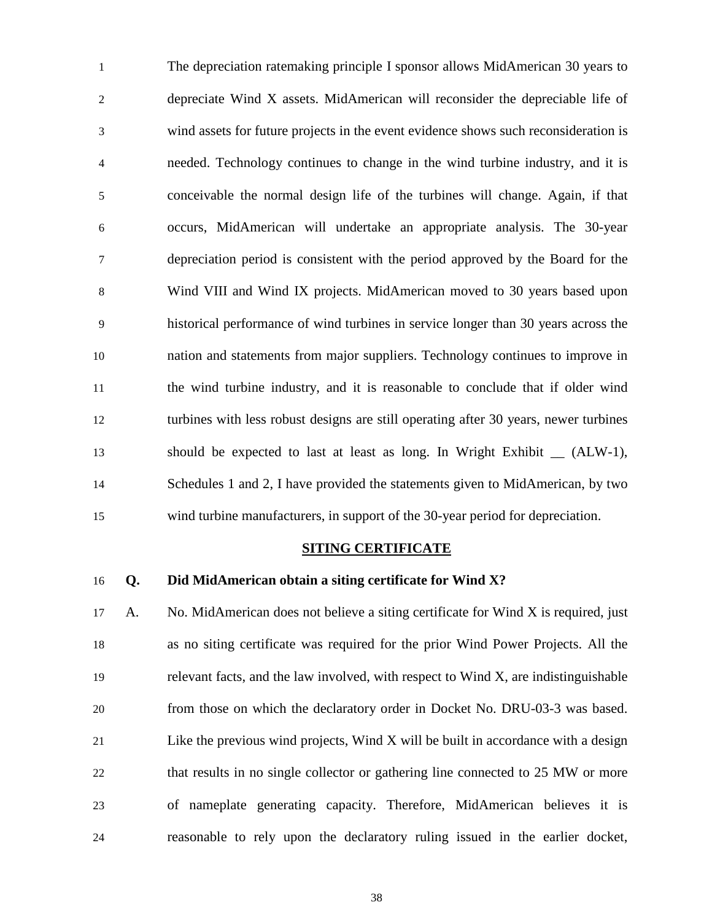The depreciation ratemaking principle I sponsor allows MidAmerican 30 years to depreciate Wind X assets. MidAmerican will reconsider the depreciable life of wind assets for future projects in the event evidence shows such reconsideration is needed. Technology continues to change in the wind turbine industry, and it is conceivable the normal design life of the turbines will change. Again, if that occurs, MidAmerican will undertake an appropriate analysis. The 30-year depreciation period is consistent with the period approved by the Board for the Wind VIII and Wind IX projects. MidAmerican moved to 30 years based upon historical performance of wind turbines in service longer than 30 years across the nation and statements from major suppliers. Technology continues to improve in the wind turbine industry, and it is reasonable to conclude that if older wind turbines with less robust designs are still operating after 30 years, newer turbines should be expected to last at least as long. In Wright Exhibit __ (ALW-1), Schedules 1 and 2, I have provided the statements given to MidAmerican, by two wind turbine manufacturers, in support of the 30-year period for depreciation.

## SITING CERTIFICATE

**Q. Did MidAmerican obtain a siting certificate for Wind X?**

A. No. MidAmerican does not believe a siting certificate for Wind X is required, just as no siting certificate was required for the prior Wind Power Projects. All the relevant facts, and the law involved, with respect to Wind X, are indistinguishable from those on which the declaratory order in Docket No. DRU-03-3 was based. Like the previous wind projects, Wind X will be built in accordance with a design that results in no single collector or gathering line connected to 25 MW or more of nameplate generating capacity. Therefore, MidAmerican believes it is reasonable to rely upon the declaratory ruling issued in the earlier docket,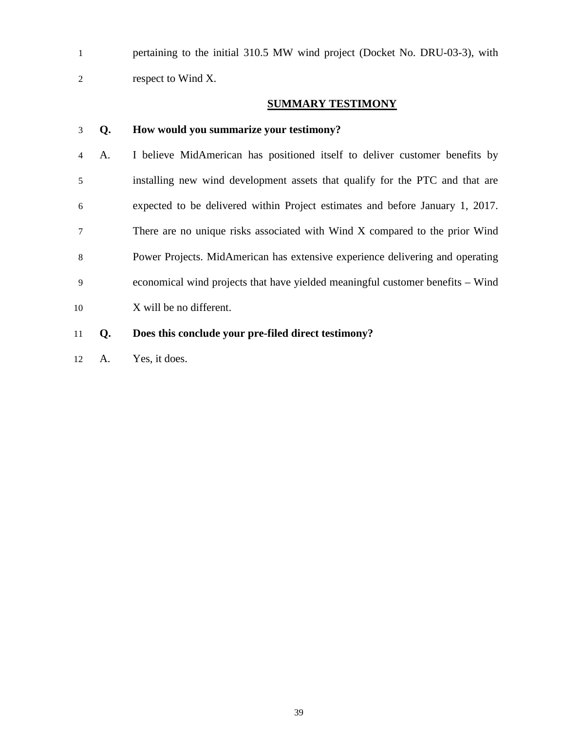pertaining to the initial 310.5 MW wind project (Docket No. DRU-03-3), with respect to Wind X.

## SUMMARY TESTIMONY

**Q. How would you summarize your testimony?**

A. I believe MidAmerican has positioned itself to deliver customer benefits by installing new wind development assets that qualify for the PTC and that are expected to be delivered within Project estimates and before January 1, 2017. There are no unique risks associated with Wind X compared to the prior Wind Power Projects. MidAmerican has extensive experience delivering and operating economical wind projects that have yielded meaningful customer benefits – Wind X will be no different.

**Q. Does this conclude your pre-filed direct testimony?**

A. Yes, it does.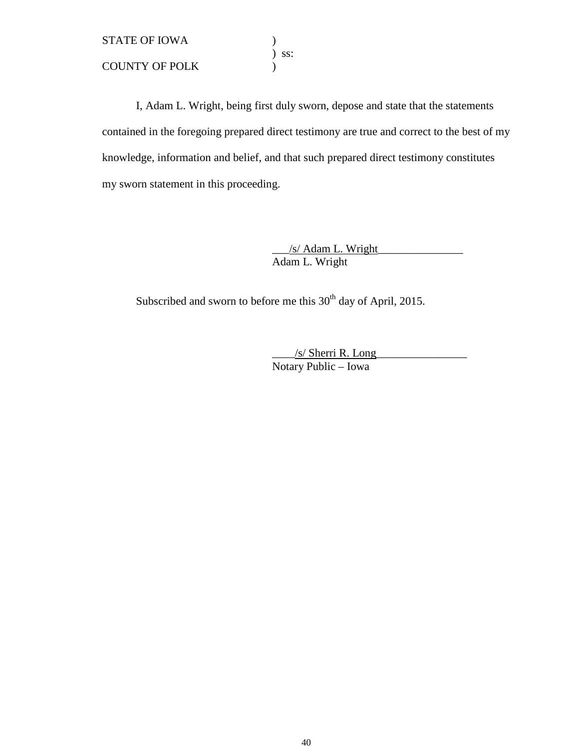STATE OF IOWA )
) ss:
COUNTY OF POLK )

I, Adam L. Wright, being first duly sworn, depose and state that the statements contained in the foregoing prepared direct testimony are true and correct to the best of my knowledge, information and belief, and that such prepared direct testimony constitutes my sworn statement in this proceeding.

/s/ Adam L. Wright
Adam L. Wright

Subscribed and sworn to before me this 30th day of April, 2015.

/s/ Sherri R. Long
Notary Public – Iowa